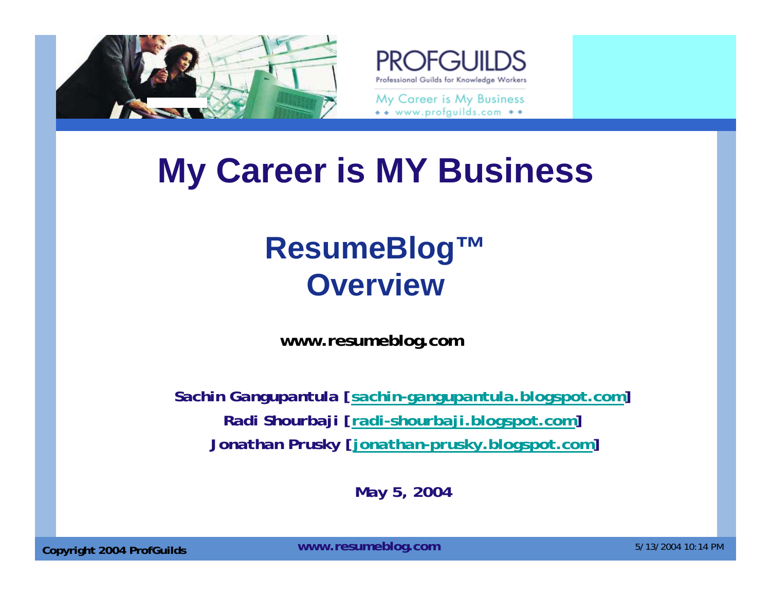# My Career is MY Business

## ResumeBlog™ Overview

**www.resumeblog.com**

**Sachin Gangupantula [sachin-gangupantula.blogspot.com]**

**Radi Shourbaji [radi-shourbaji.blogspot.com]**

**Jonathan Prusky [jonathan-prusky.blogspot.com]**

**May 5, 2004**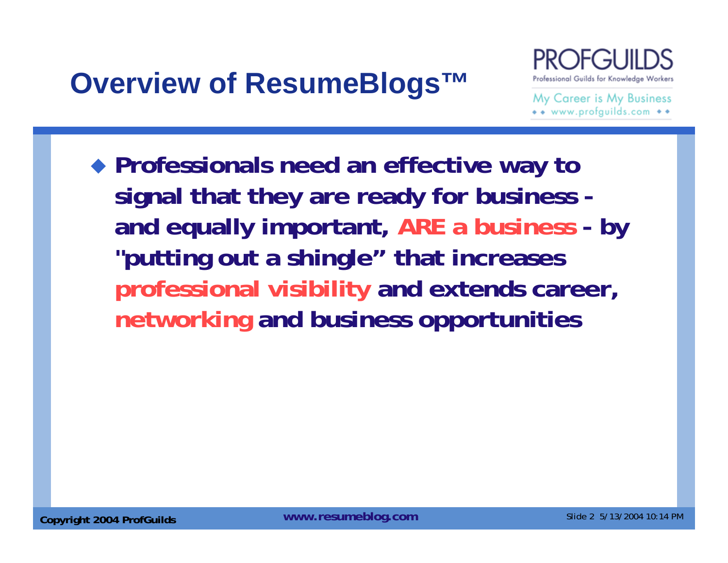# Overview of ResumeBlogs™

- **Professionals need an effective way to signal that they are ready for business - and equally important, ARE a business - by "putting out a shingle" that increases professional visibility and extends career, networking and business opportunities**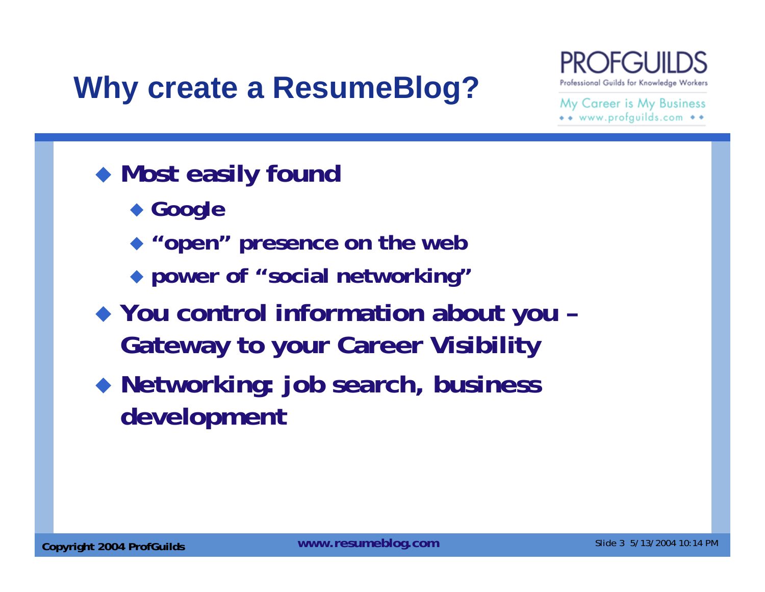# Why create a ResumeBlog?

- **Most easily found**
  - **Google**
  - **"open" presence on the web**
  - **power of "social networking"**
- **You control information about you – Gateway to your Career Visibility**
- **Networking: job search, business development**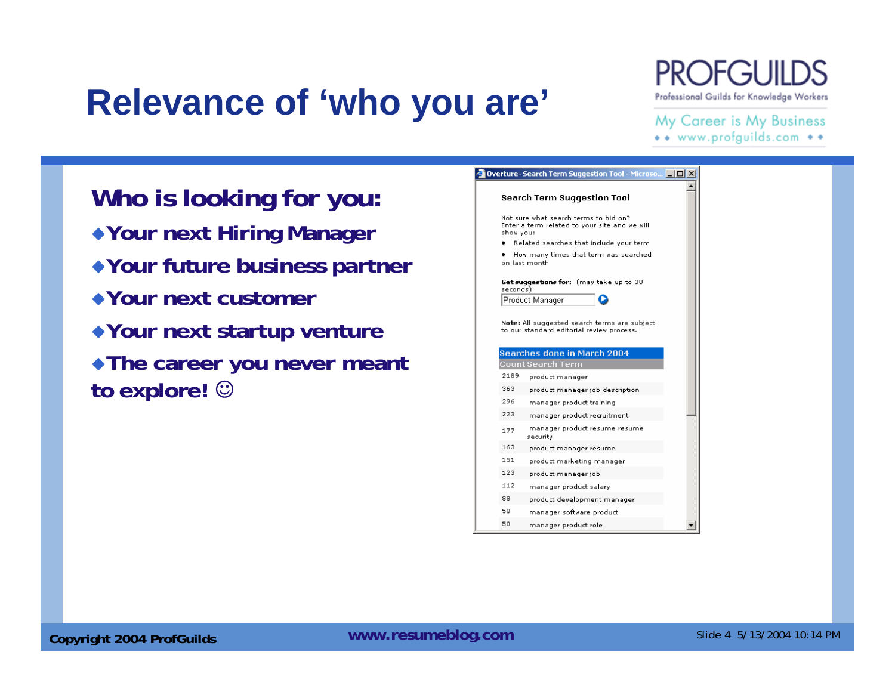# Relevance of 'who you are'

**Who is looking for you:**

- **Your next Hiring Manager**
- **Your future business partner**
- **Your next customer**
- **Your next startup venture**
- **The career you never meant to explore! ☺**

Overture- Search Term Suggestion Tool - Microso...

**Search Term Suggestion Tool**

Not sure what search terms to bid on? Enter a term related to your site and we will show you:

- Related searches that include your term
- How many times that term was searched on last month

**Get suggestions for:** (may take up to 30 seconds)

Product Manager

**Note:** All suggested search terms are subject to our standard editorial review process.

Searches done in March 2004

| Count | Search Term |
|---|---|
| 2189 | product manager |
| 363 | product manager job description |
| 296 | manager product training |
| 223 | manager product recruitment |
| 177 | manager product resume resume security |
| 163 | product manager resume |
| 151 | product marketing manager |
| 123 | product manager job |
| 112 | manager product salary |
| 88 | product development manager |
| 58 | manager software product |
| 50 | manager product role |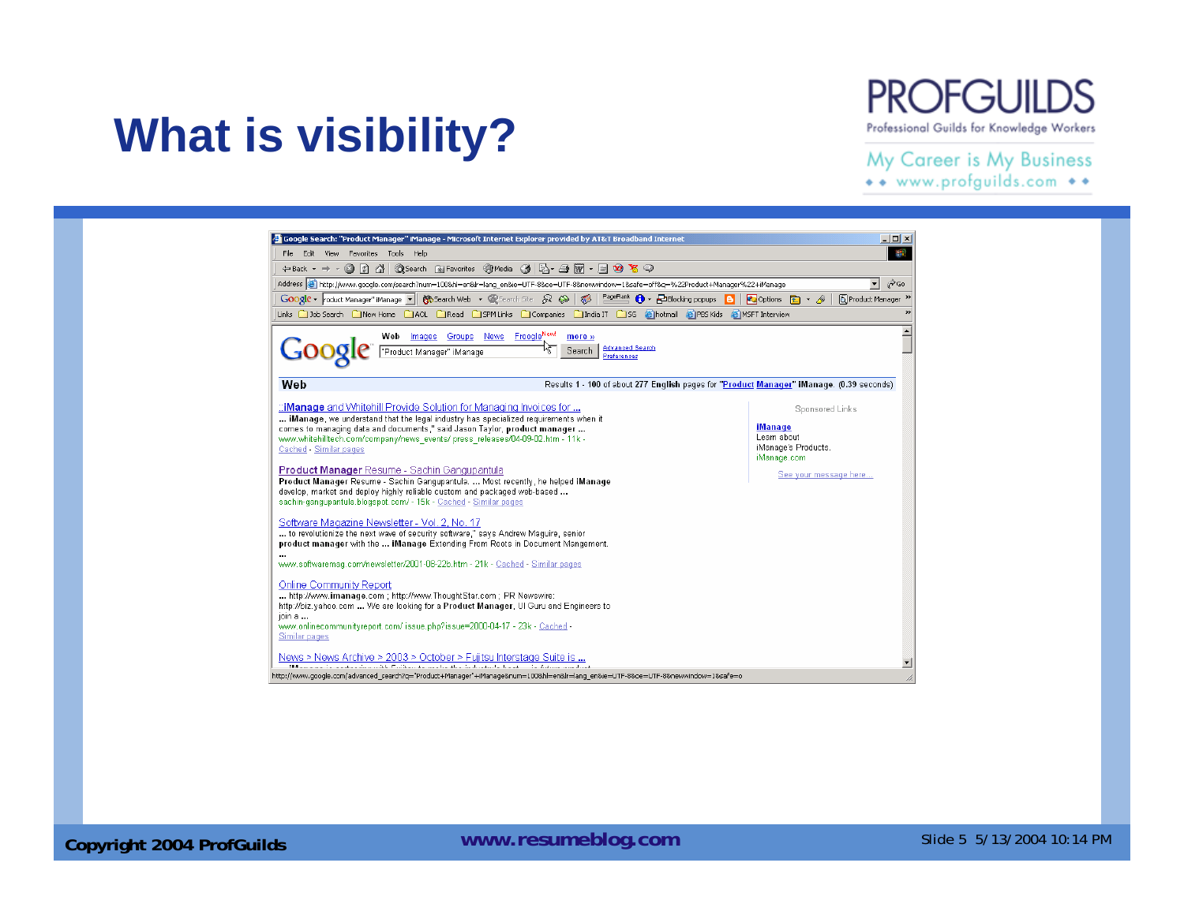# What is visibility?

PROFGUILDS
Professional Guilds for Knowledge Workers
My Career is My Business
www.profguilds.com

Google Search: "Product Manager" iManage - Microsoft Internet Explorer provided by AT&T Broadband Internet

Web Images Groups News Froogle New! more »

"Product Manager" iManage [Search] Advanced Search Preferences

**Web** Results **1** - **100** of about **277** English pages for "**Product Manager**" **iManage**. (**0.39** seconds)

::**iManage** and Whitehill Provide Solution for Managing Invoices for ...
... **iManage**, we understand that the legal industry has specialized requirements when it comes to managing data and documents," said Jason Taylor, **product manager** ...
www.whitehilltech.com/company/news_events/ press_releases/04-09-02.htm - 11k - Cached - Similar pages

**Product Manager** Resume - Sachin Gangupantula
**Product Manager** Resume - Sachin Gangupantula. ... Most recently, he helped **iManage** develop, market and deploy highly reliable custom and packaged web-based ...
sachin-gangupantula.blogspot.com/ - 15k - Cached - Similar pages

Software Magazine Newsletter - Vol. 2, No. 17
... to revolutionize the next wave of security software," says Andrew Maguire, senior **product manager** with the ... **iManage** Extending From Roots in Document Mangement. ...
www.softwaremag.com/newsletter/2001-08-22b.htm - 21k - Cached - Similar pages

Online Community Report
... http://www.**imanage**.com ; http://www.ThoughtStar.com ; PR Newswire: http://biz.yahoo.com ... We are looking for a **Product Manager**, UI Guru and Engineers to join a ...
www.onlinecommunityreport.com/ issue.php?issue=2000-04-17 - 23k - Cached - Similar pages

News > News Archive > 2003 > October > Fujitsu Interstage Suite is ...

Sponsored Links

**iManage**
Learn about iManage's Products.
iManage.com

See your message here...

**Copyright 2004 ProfGuilds** **www.resumeblog.com** Slide 5 5/13/2004 10:14 PM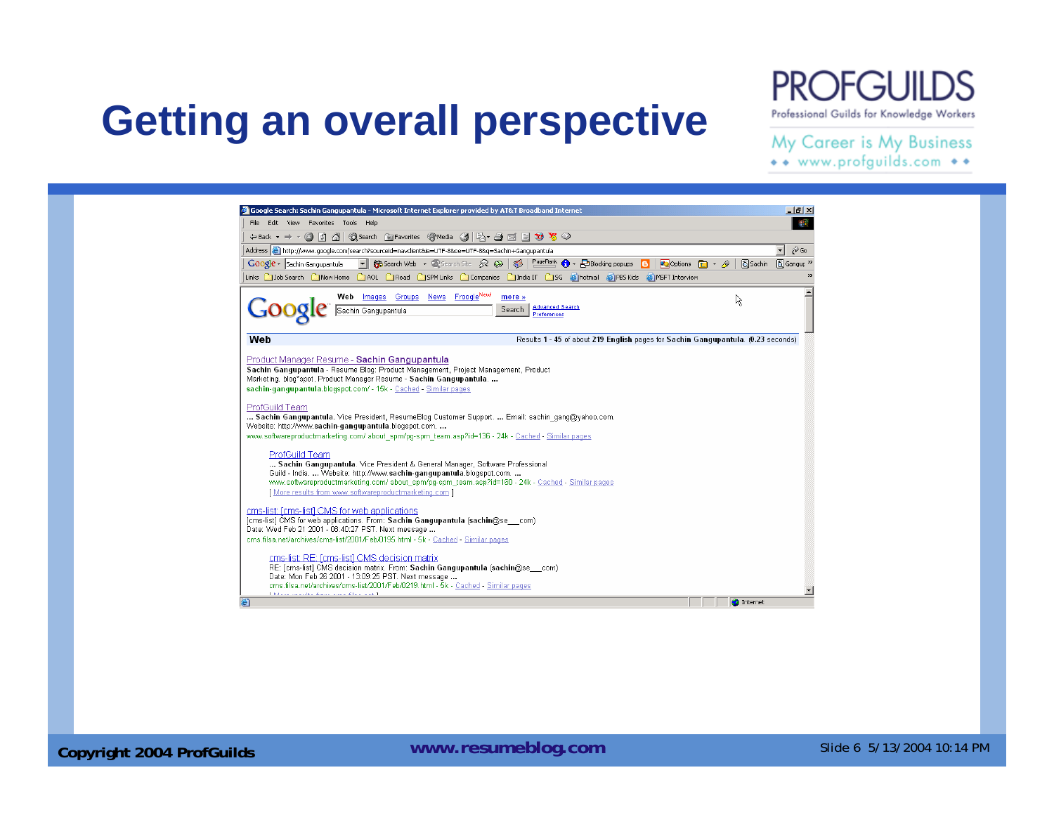# Getting an overall perspective

PROFGUILDS

Professional Guilds for Knowledge Workers

My Career is My Business

www.profguilds.com

Google Search: Sachin Gangupantula - Microsoft Internet Explorer provided by AT&T Broadband Internet

Web | Images | Groups | News | Froogle New! | more »

Sachin Gangupantula [Search]

Advanced Search
Preferences

**Web** Results 1 - 45 of about 219 English pages for **Sachin Gangupantula**. (0.23 seconds)

Product Manager Resume - **Sachin Gangupantula**
**Sachin Gangupantula** - Resume Blog: Product Management, Project Management, Product Marketing. blog*spot. Product Manager Resume - **Sachin Gangupantula**. ...
sachin-gangupantula.blogspot.com/ - 15k - Cached - Similar pages

ProfGuild Team
... **Sachin Gangupantula**. Vice President, ResumeBlog Customer Support. ... Email: sachin_gang@yahoo.com. Website: http://www.**sachin-gangupantula**.blogspot.com. ...
www.softwareproductmarketing.com/about_spm/pg-spm_team.asp?id=136 - 24k - Cached - Similar pages

ProfGuild Team
... **Sachin Gangupantula**. Vice President & General Manager, Software Professional Guild - India. ... Website: http://www.**sachin-gangupantula**.blogspot.com. ...
www.softwareproductmarketing.com/about_spm/pg-spm_team.asp?id=160 - 24k - Cached - Similar pages
[ More results from www.softwareproductmarketing.com ]

cms-list: [cms-list] CMS for web applications
[cms-list] CMS for web applications. From: **Sachin Gangupantula** (sachin@se___com) Date: Wed Feb 21 2001 - 08:40:27 PST. Next message ...
cms.filsa.net/archives/cms-list/2001/Feb/0195.html - 5k - Cached - Similar pages

cms-list: RE: [cms-list] CMS decision matrix
RE: [cms-list] CMS decision matrix. From: **Sachin Gangupantula** (sachin@se___com) Date: Mon Feb 26 2001 - 13:09:25 PST. Next message ...
cms.filsa.net/archives/cms-list/2001/Feb/0219.html - 5k - Cached - Similar pages

Copyright 2004 ProfGuilds

www.resumeblog.com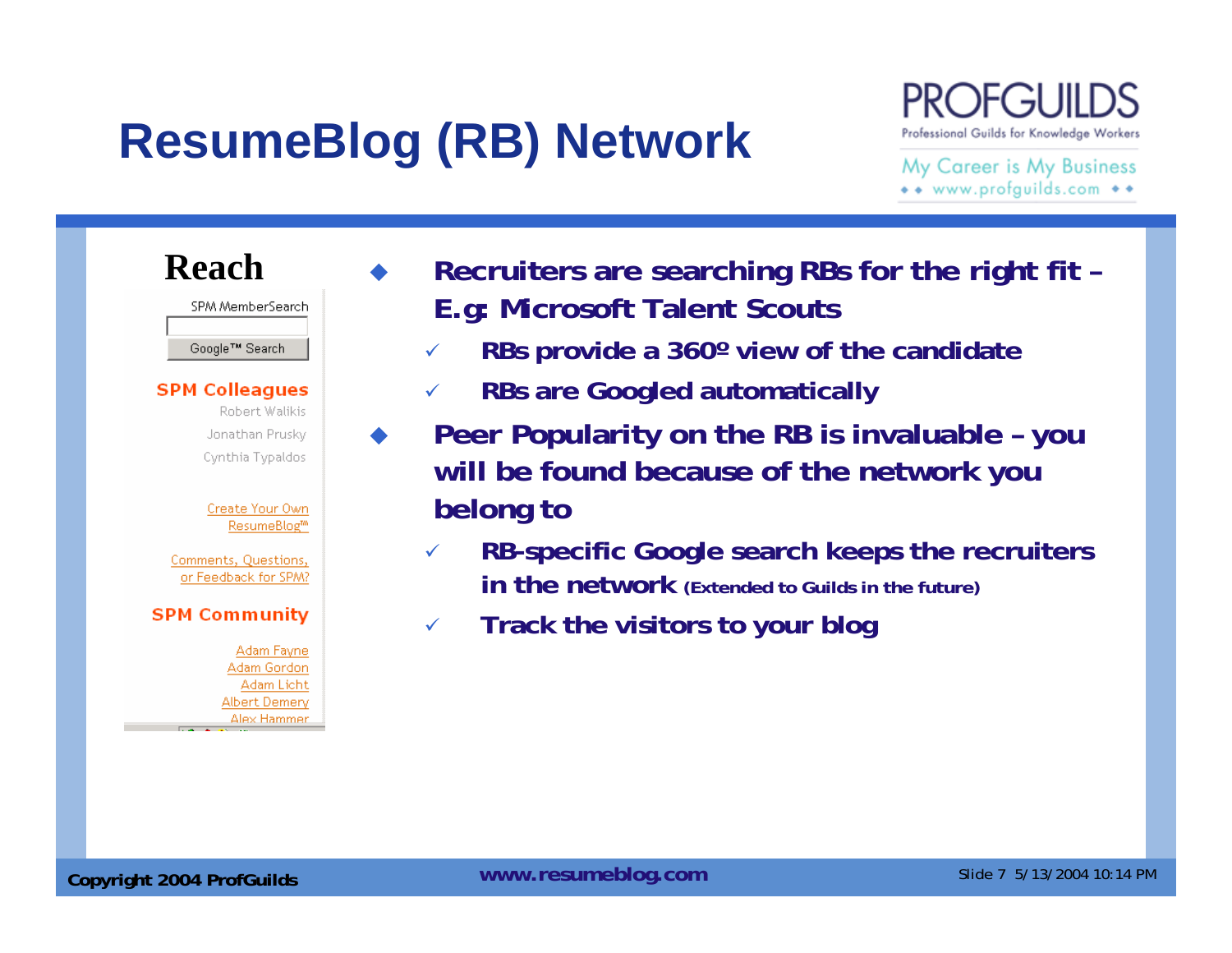# ResumeBlog (RB) Network

PROFGUILDS
Professional Guilds for Knowledge Workers
My Career is My Business
www.profguilds.com

## Reach

SPM MemberSearch

Google™ Search

**SPM Colleagues**

Robert Walikis
Jonathan Prusky
Cynthia Typaldos

Create Your Own ResumeBlog™

Comments, Questions, or Feedback for SPM?

**SPM Community**

Adam Fayne
Adam Gordon
Adam Licht
Albert Demery
Alex Hammer

- **Recruiters are searching RBs for the right fit – E.g: Microsoft Talent Scouts**
  - ✓ **RBs provide a 360º view of the candidate**
  - ✓ **RBs are Googled automatically**
- **Peer Popularity on the RB is invaluable – you will be found because of the network you belong to**
  - ✓ **RB-specific Google search keeps the recruiters in the network** **(Extended to Guilds in the future)**
  - ✓ **Track the visitors to your blog**

**Copyright 2004 ProfGuilds** **www.resumeblog.com** Slide 7 5/13/2004 10:14 PM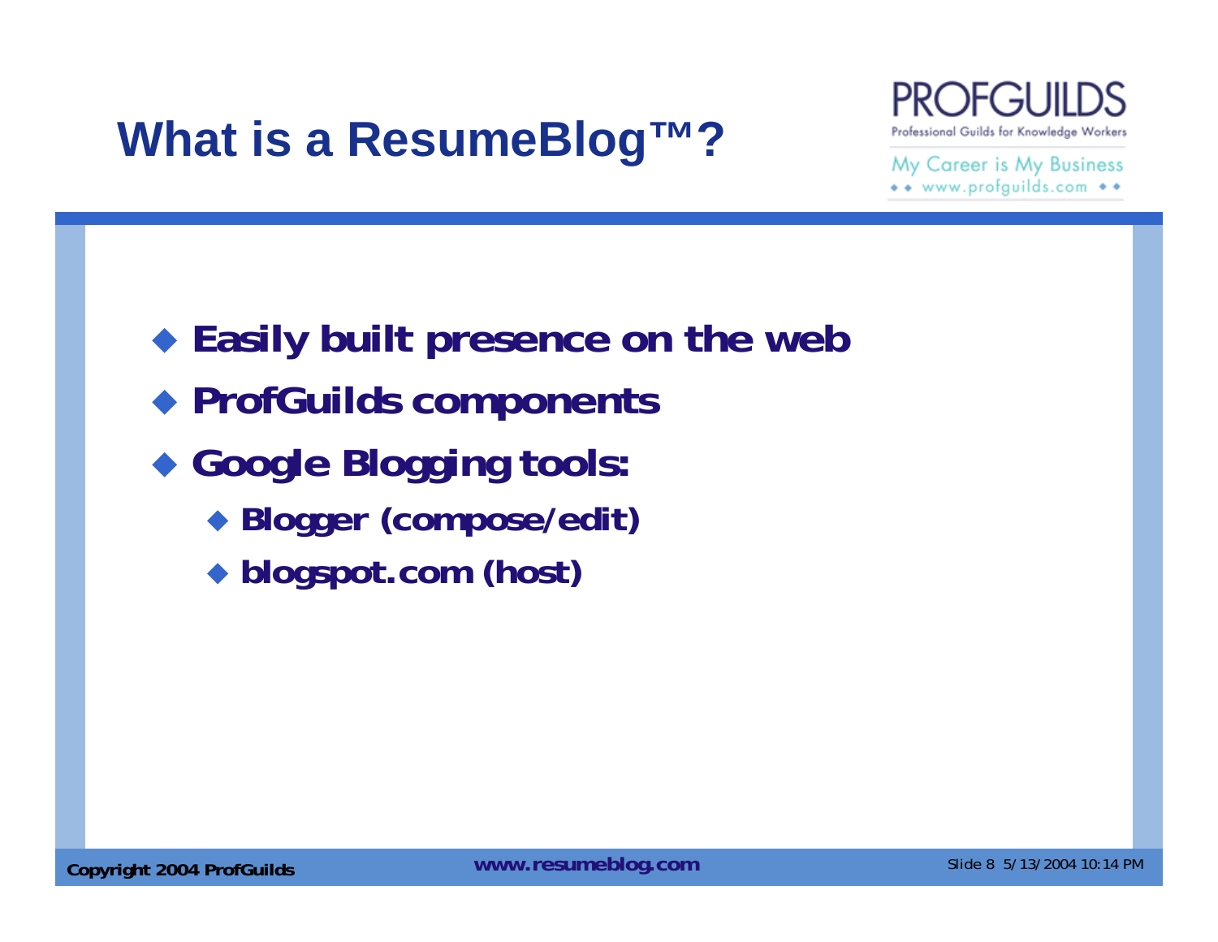# What is a ResumeBlog™?

- Easily built presence on the web
- ProfGuilds components
- Google Blogging tools:
  - Blogger (compose/edit)
  - blogspot.com (host)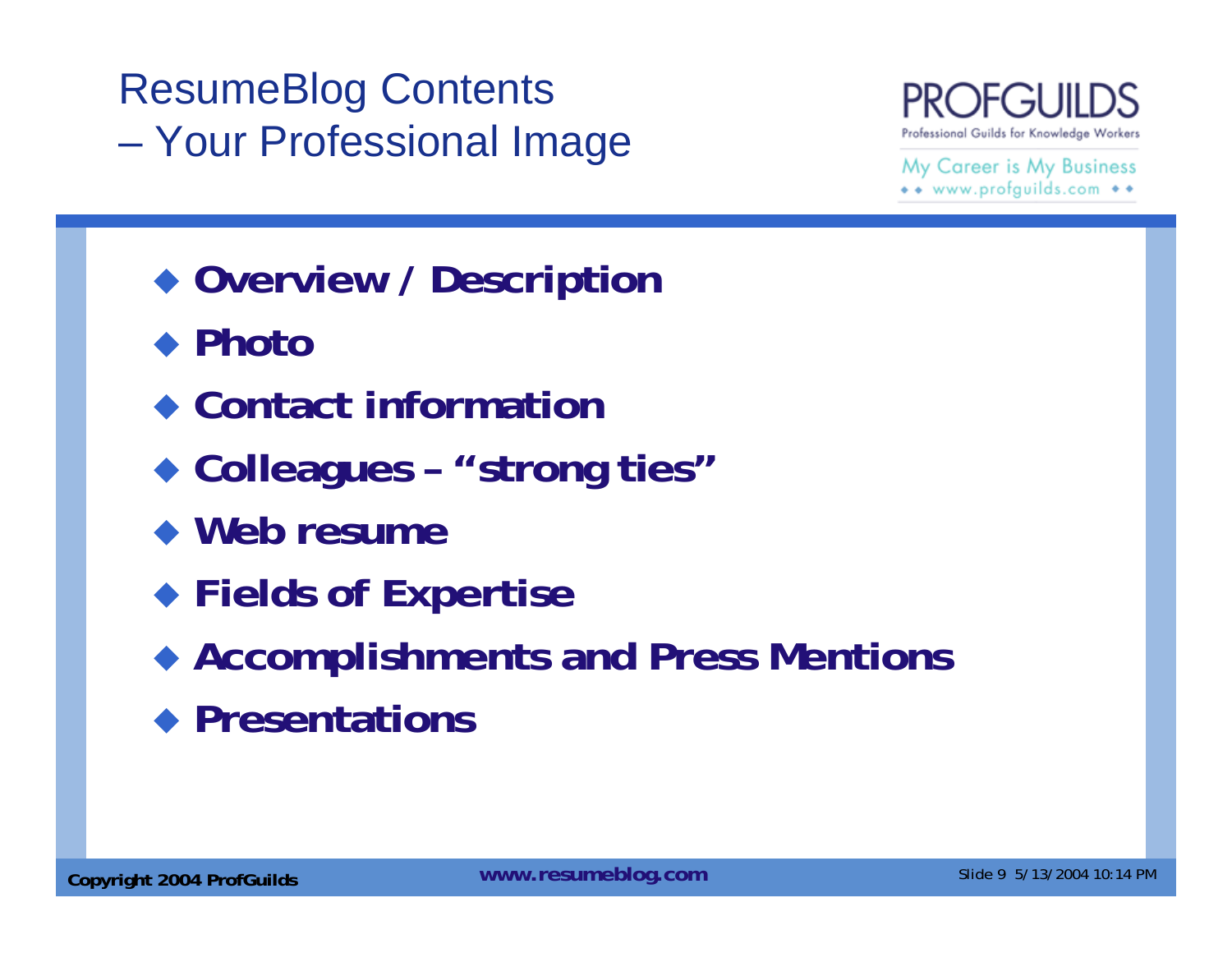# ResumeBlog Contents – Your Professional Image

- **Overview / Description**
- **Photo**
- **Contact information**
- **Colleagues – “strong ties”**
- **Web resume**
- **Fields of Expertise**
- **Accomplishments and Press Mentions**
- **Presentations**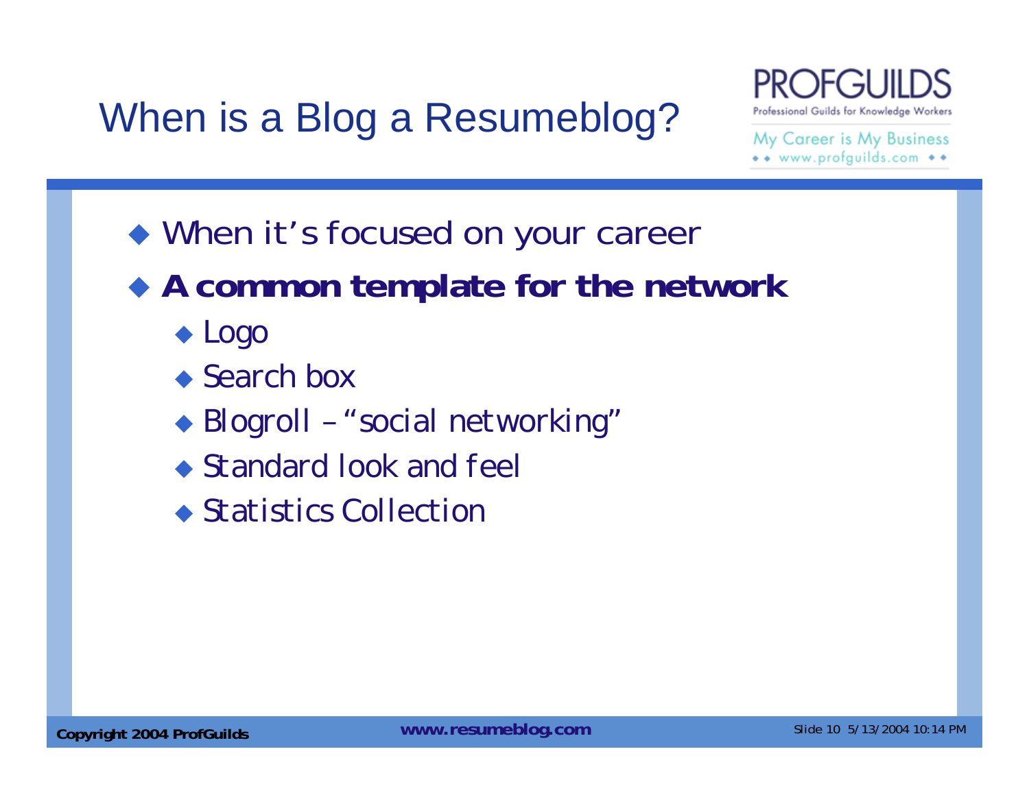# When is a Blog a Resumeblog?

- When it's focused on your career
- **A common template for the network**
  - Logo
  - Search box
  - Blogroll – "social networking"
  - Standard look and feel
  - Statistics Collection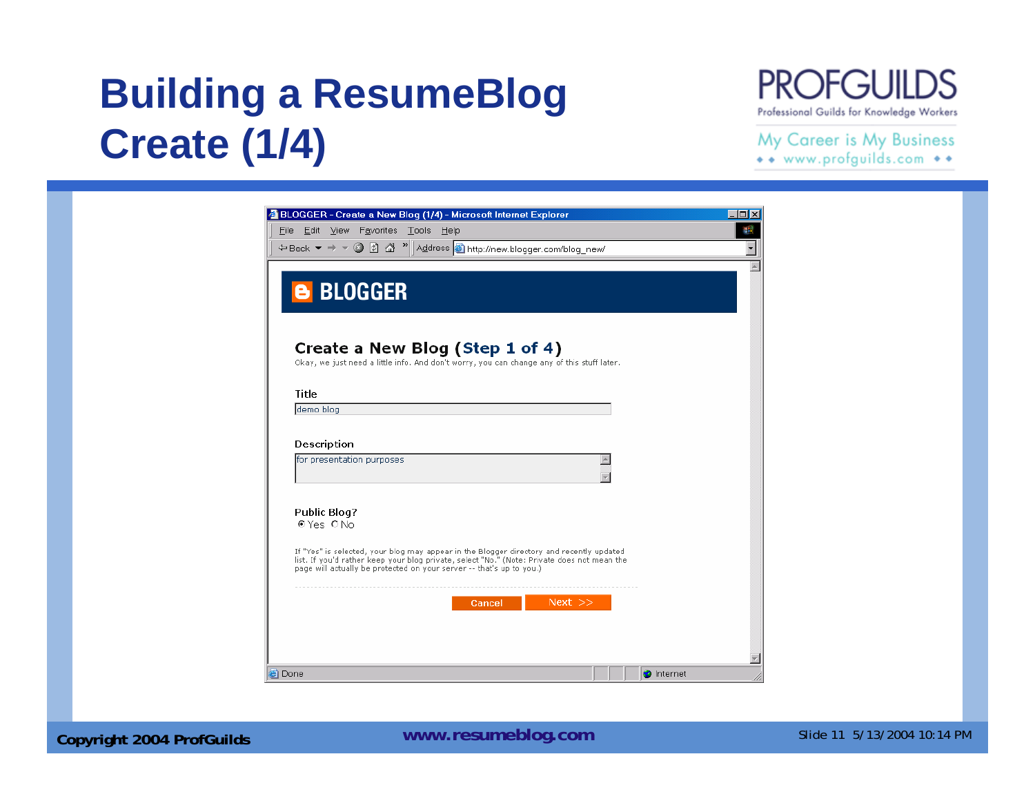# Building a ResumeBlog
# Create (1/4)

PROFGUILDS
Professional Guilds for Knowledge Workers

My Career is My Business
www.profguilds.com

BLOGGER - Create a New Blog (1/4) - Microsoft Internet Explorer

File Edit View Favorites Tools Help

Back Address http://new.blogger.com/blog_new/

BLOGGER

## Create a New Blog (Step 1 of 4)

Okay, we just need a little info. And don't worry, you can change any of this stuff later.

**Title**

demo blog

**Description**

for presentation purposes

**Public Blog?**

(•) Yes ( ) No

If "Yes" is selected, your blog may appear in the Blogger directory and recently updated list. If you'd rather keep your blog private, select "No." (Note: Private does not mean the page will actually be protected on your server -- that's up to you.)

Cancel | Next >>

Done | Internet

Copyright 2004 ProfGuilds

www.resumeblog.com

5/13/2004 10:14 PM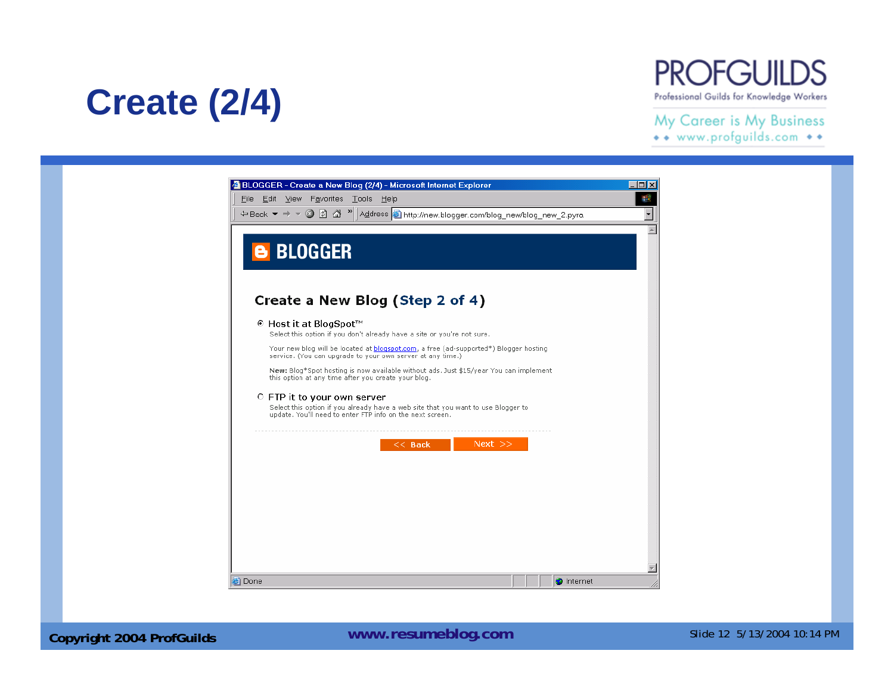# Create (2/4)

PROFGUILDS
Professional Guilds for Knowledge Workers
My Career is My Business
www.profguilds.com

BLOGGER - Create a New Blog (2/4) - Microsoft Internet Explorer

File Edit View Favorites Tools Help

Address http://new.blogger.com/blog_new/blog_new_2.pyra

BLOGGER

## Create a New Blog (Step 2 of 4)

- Host it at BlogSpot™

  Select this option if you don't already have a site or you're not sure.

  Your new blog will be located at blogspot.com, a free (ad-supported*) Blogger hosting service. (You can upgrade to your own server at any time.)

  **New:** Blog*Spot hosting is now available without ads. Just $15/year You can implement this option at any time after you create your blog.

- FTP it to your own server

  Select this option if you already have a web site that you want to use Blogger to update. You'll need to enter FTP info on the next screen.

<< Back    Next >>

Done    Internet

Copyright 2004 ProfGuilds    www.resumeblog.com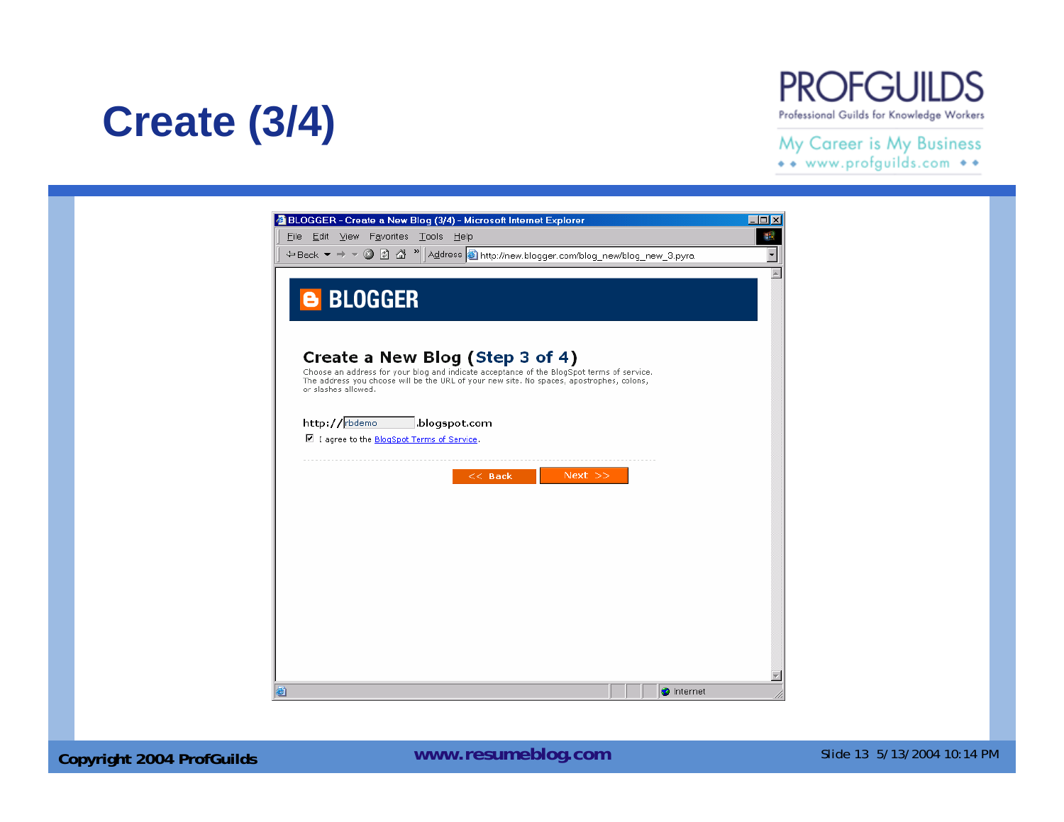# Create (3/4)

PROFGUILDS

Professional Guilds for Knowledge Workers

My Career is My Business

www.profguilds.com

BLOGGER - Create a New Blog (3/4) - Microsoft Internet Explorer

File Edit View Favorites Tools Help

Back Address http://new.blogger.com/blog_new/blog_new_3.pyra

BLOGGER

## Create a New Blog (Step 3 of 4)

Choose an address for your blog and indicate acceptance of the BlogSpot terms of service. The address you choose will be the URL of your new site. No spaces, apostrophes, colons, or slashes allowed.

http://rbdemo.blogspot.com

☑ I agree to the BlogSpot Terms of Service.

<< Back    Next >>

Internet

Copyright 2004 ProfGuilds    www.resumeblog.com    Slide 13 5/13/2004 10:14 PM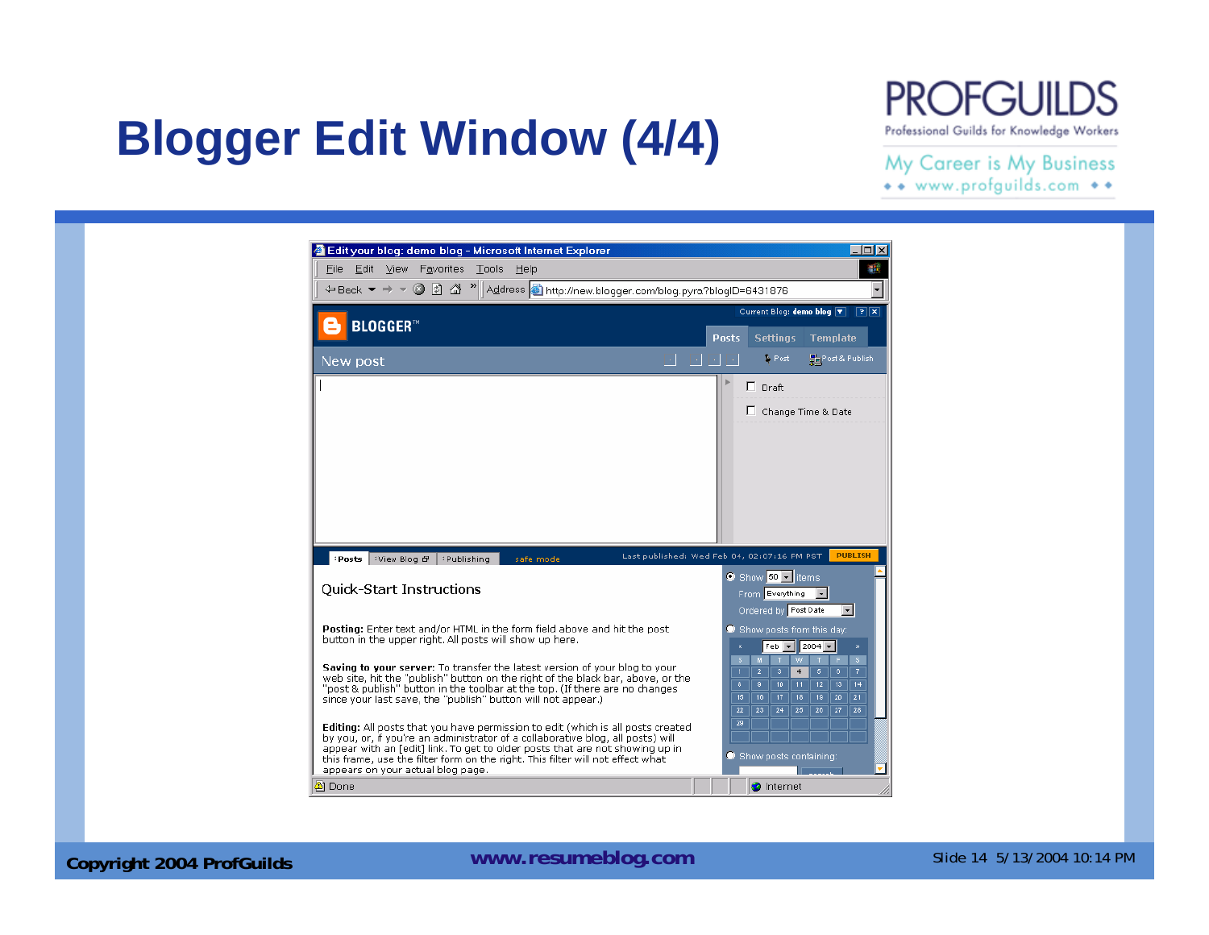# Blogger Edit Window (4/4)

PROFGUILDS
Professional Guilds for Knowledge Workers
My Career is My Business
www.profguilds.com

Edit your blog: demo blog - Microsoft Internet Explorer

File Edit View Favorites Tools Help

Address http://new.blogger.com/blog.pyra?blogID=6431876

BLOGGER™

Current Blog: demo blog

Posts | Settings | Template

New post

Post | Post & Publish

Draft

Change Time & Date

:Posts | :View Blog | :Publishing | safe mode

Last published: Wed Feb 04, 02:07:16 PM PST | PUBLISH

Quick-Start Instructions

**Posting:** Enter text and/or HTML in the form field above and hit the post button in the upper right. All posts will show up here.

**Saving to your server:** To transfer the latest version of your blog to your web site, hit the "publish" button on the right of the black bar, above, or the "post & publish" button in the toolbar at the top. (If there are no changes since your last save, the "publish" button will not appear.)

**Editing:** All posts that you have permission to edit (which is all posts created by you, or, if you're an administrator of a collaborative blog, all posts) will appear with an [edit] link. To get to older posts that are not showing up in this frame, use the filter form on the right. This filter will not effect what appears on your actual blog page.

Show 50 items
From Everything
Ordered by Post Date

Show posts from this day:

Feb 2004

| S | M | T | W | T | F | S |
|---|---|---|---|---|---|---|
| 1 | 2 | 3 | 4 | 5 | 6 | 7 |
| 8 | 9 | 10 | 11 | 12 | 13 | 14 |
| 15 | 16 | 17 | 18 | 19 | 20 | 21 |
| 22 | 23 | 24 | 25 | 26 | 27 | 28 |
| 29 | | | | | | |

Show posts containing:

Done | Internet

Copyright 2004 ProfGuilds | www.resumeblog.com | Slide 14 5/13/2004 10:14 PM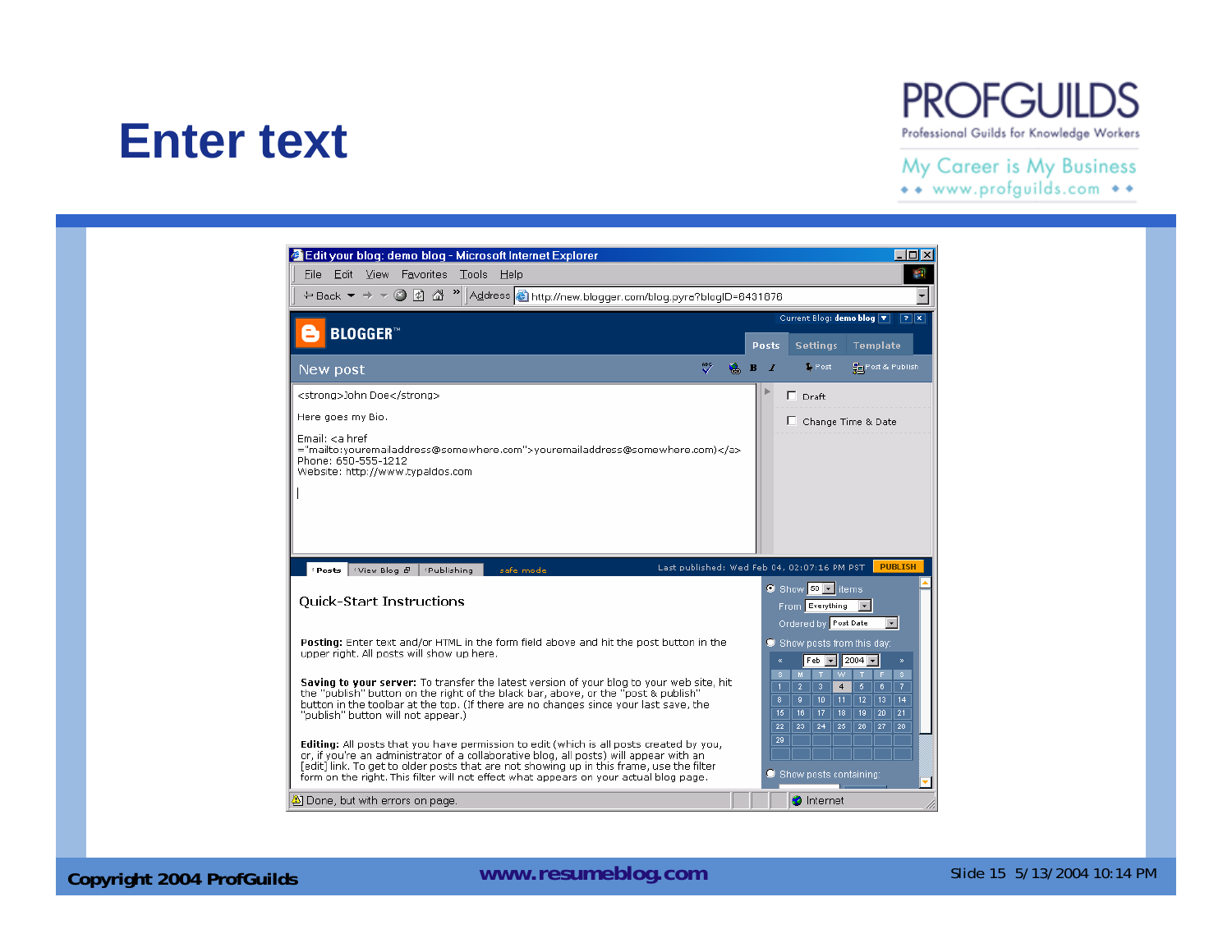# Enter text

PROFGUILDS
Professional Guilds for Knowledge Workers
My Career is My Business
www.profguilds.com

Edit your blog: demo blog - Microsoft Internet Explorer

File Edit View Favorites Tools Help

Address http://new.blogger.com/blog.pyra?blogID=6431878

BLOGGER™

Current Blog: demo blog

Posts Settings Template

New post

Post  Post & Publish

```
<strong>John Doe</strong>

Here goes my Bio.

Email: <a href
="mailto:youremailaddress@somewhere.com">youremailaddress@somewhere.com)</a>
Phone: 650-555-1212
Website: http://www.typaldos.com
```

Draft

Change Time & Date

Posts | View Blog | Publishing | safe mode

Last published: Wed Feb 04, 02:07:16 PM PST PUBLISH

## Quick-Start Instructions

**Posting:** Enter text and/or HTML in the form field above and hit the post button in the upper right. All posts will show up here.

**Saving to your server:** To transfer the latest version of your blog to your web site, hit the "publish" button on the right of the black bar, above, or the "post & publish" button in the toolbar at the top. (If there are no changes since your last save, the "publish" button will not appear.)

**Editing:** All posts that you have permission to edit (which is all posts created by you, or, if you're an administrator of a collaborative blog, all posts) will appear with an [edit] link. To get to older posts that are not showing up in this frame, use the filter form on the right. This filter will not effect what appears on your actual blog page.

Show 50 items
From Everything
Ordered by Post Date

Show posts from this day:

Feb 2004

| S | M | T | W | T | F | S |
|---|---|---|---|---|---|---|
| 1 | 2 | 3 | 4 | 5 | 6 | 7 |
| 8 | 9 | 10 | 11 | 12 | 13 | 14 |
| 15 | 16 | 17 | 18 | 19 | 20 | 21 |
| 22 | 23 | 24 | 25 | 26 | 27 | 28 |
| 29 | | | | | | |

Show posts containing:

Done, but with errors on page.  Internet

Copyright 2004 ProfGuilds www.resumeblog.com Slide 15 5/13/2004 10:14 PM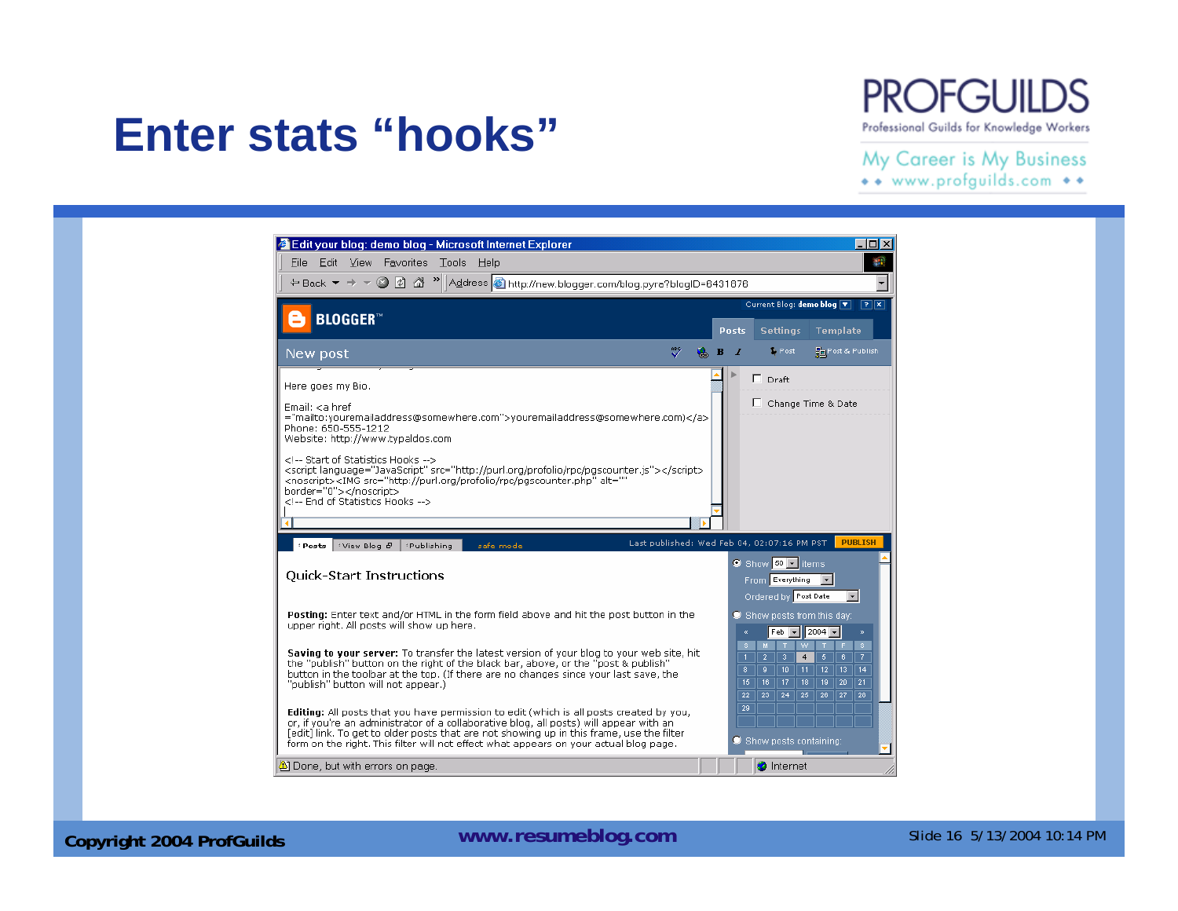# Enter stats "hooks"

Edit your blog: demo blog - Microsoft Internet Explorer

http://new.blogger.com/blog.pyra?blogID=6431678

New post

```
Here goes my Bio.

Email: <a href
="mailto:youremailaddress@somewhere.com">youremailaddress@somewhere.com)</a>
Phone: 650-555-1212
Website: http://www.typaldos.com

<!-- Start of Statistics Hooks -->
<script language="JavaScript" src="http://purl.org/profolio/rpc/pgscounter.js"></script>
<noscript><IMG src="http://purl.org/profolio/rpc/pgscounter.php" alt=""
border="0"></noscript>
<!-- End of Statistics Hooks -->
```

Last published: Wed Feb 04, 02:07:16 PM PST

## Quick-Start Instructions

**Posting:** Enter text and/or HTML in the form field above and hit the post button in the upper right. All posts will show up here.

**Saving to your server:** To transfer the latest version of your blog to your web site, hit the "publish" button on the right of the black bar, above, or the "post & publish" button in the toolbar at the top. (If there are no changes since your last save, the "publish" button will not appear.)

**Editing:** All posts that you have permission to edit (which is all posts created by you, or, if you're an administrator of a collaborative blog, all posts) will appear with an [edit] link. To get to older posts that are not showing up in this frame, use the filter form on the right. This filter will not effect what appears on your actual blog page.

Done, but with errors on page.

Copyright 2004 ProfGuilds

www.resumeblog.com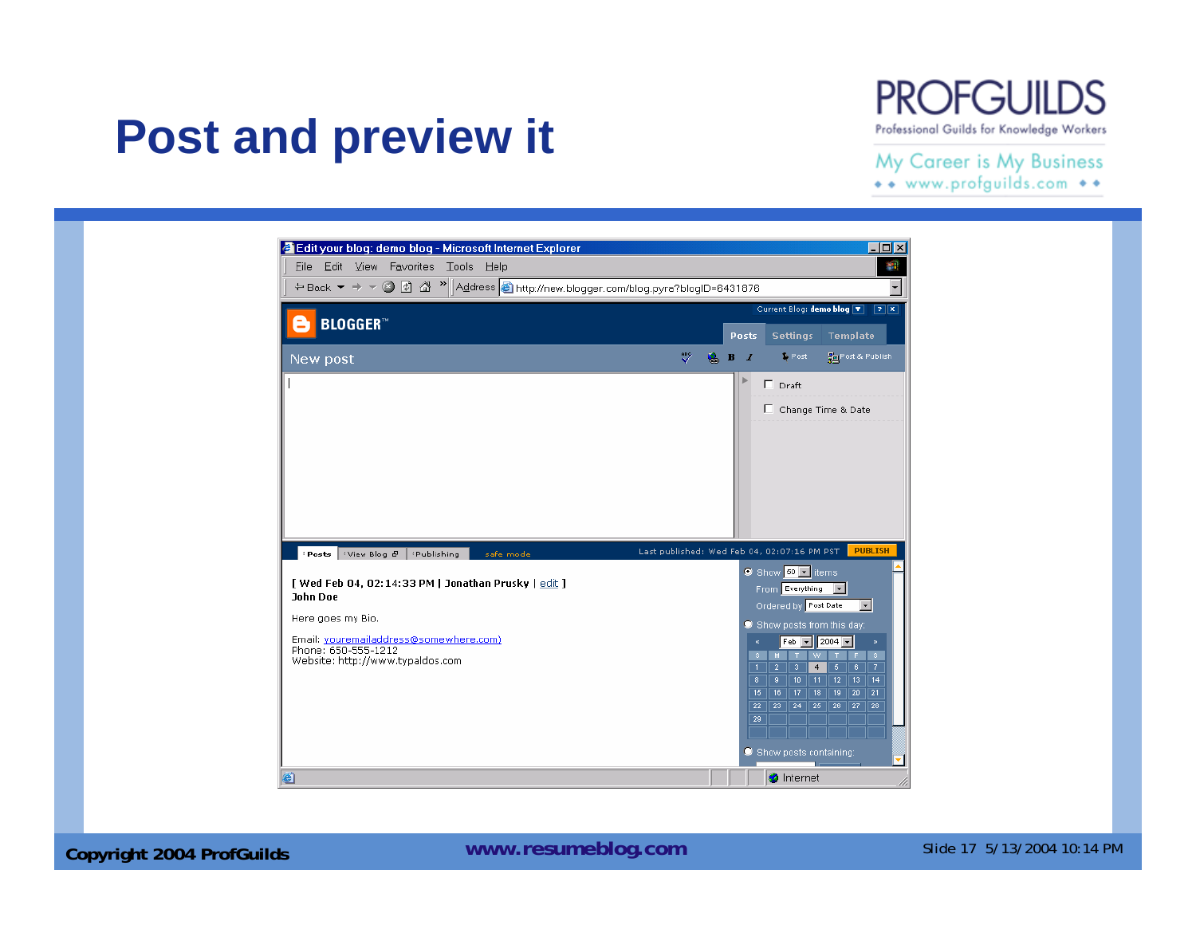# Post and preview it

**Edit your blog: demo blog - Microsoft Internet Explorer**

File Edit View Favorites Tools Help

Address http://new.blogger.com/blog.pyra?blogID=6431878

BLOGGER™

Current Blog: demo blog

Posts | Settings | Template

New post

Post | Post & Publish

Draft

Change Time & Date

Posts | View Blog | Publishing | safe mode

Last published: Wed Feb 04, 02:07:16 PM PST | PUBLISH

[ Wed Feb 04, 02:14:33 PM | Jonathan Prusky | edit ]
John Doe

Here goes my Bio.

Email: youremailaddress@somewhere.com)
Phone: 650-555-1212
Website: http://www.typaldos.com

Show 50 items
From Everything
Ordered by Post Date

Show posts from this day:

Feb 2004

| S | M | T | W | T | F | S |
|---|---|---|---|---|---|---|
| 1 | 2 | 3 | 4 | 5 | 6 | 7 |
| 8 | 9 | 10 | 11 | 12 | 13 | 14 |
| 15 | 16 | 17 | 18 | 19 | 20 | 21 |
| 22 | 23 | 24 | 25 | 26 | 27 | 28 |
| 29 | | | | | | |

Show posts containing:

Internet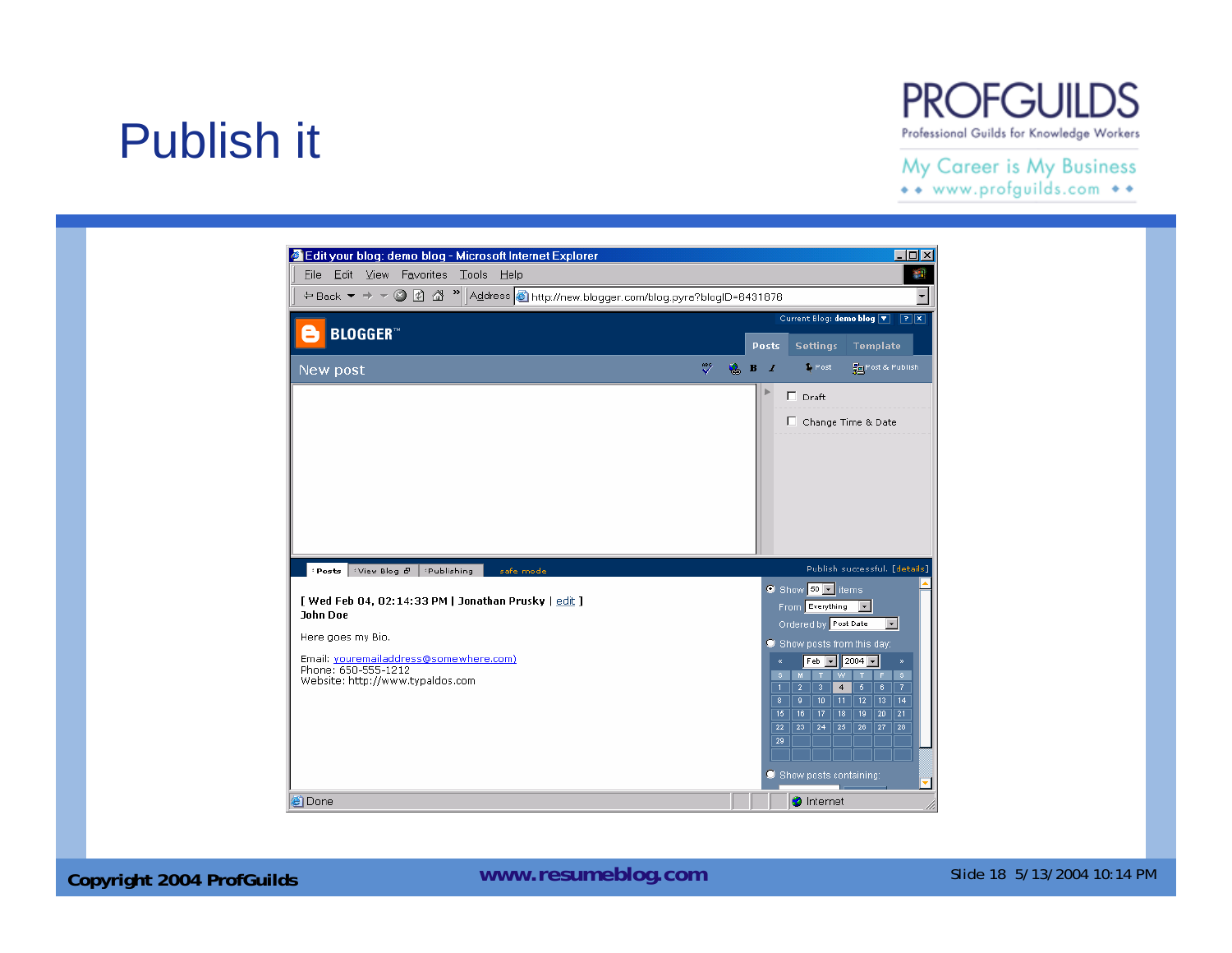# Publish it

PROFGUILDS
Professional Guilds for Knowledge Workers
My Career is My Business
www.profguilds.com

Edit your blog: demo blog - Microsoft Internet Explorer

File Edit View Favorites Tools Help

Address http://new.blogger.com/blog.pyre?blogID=6431878

BLOGGER™

Current Blog: demo blog

Posts | Settings | Template

New post

Post | Post & Publish

Draft

Change Time & Date

Posts | View Blog | Publishing | safe mode

Publish successful. [details]

[ Wed Feb 04, 02:14:33 PM | Jonathan Prusky | edit ]
John Doe

Here goes my Bio.

Email: youremailaddress@somewhere.com)
Phone: 650-555-1212
Website: http://www.typaldos.com

Show 50 items
From Everything
Ordered by Post Date
Show posts from this day:

Feb 2004

| S | M | T | W | T | F | S |
|---|---|---|---|---|---|---|
| 1 | 2 | 3 | 4 | 5 | 6 | 7 |
| 8 | 9 | 10 | 11 | 12 | 13 | 14 |
| 15 | 16 | 17 | 18 | 19 | 20 | 21 |
| 22 | 23 | 24 | 25 | 26 | 27 | 28 |
| 29 | | | | | | |

Show posts containing:

Done | Internet

Copyright 2004 ProfGuilds

www.resumeblog.com

5/13/2004 10:14 PM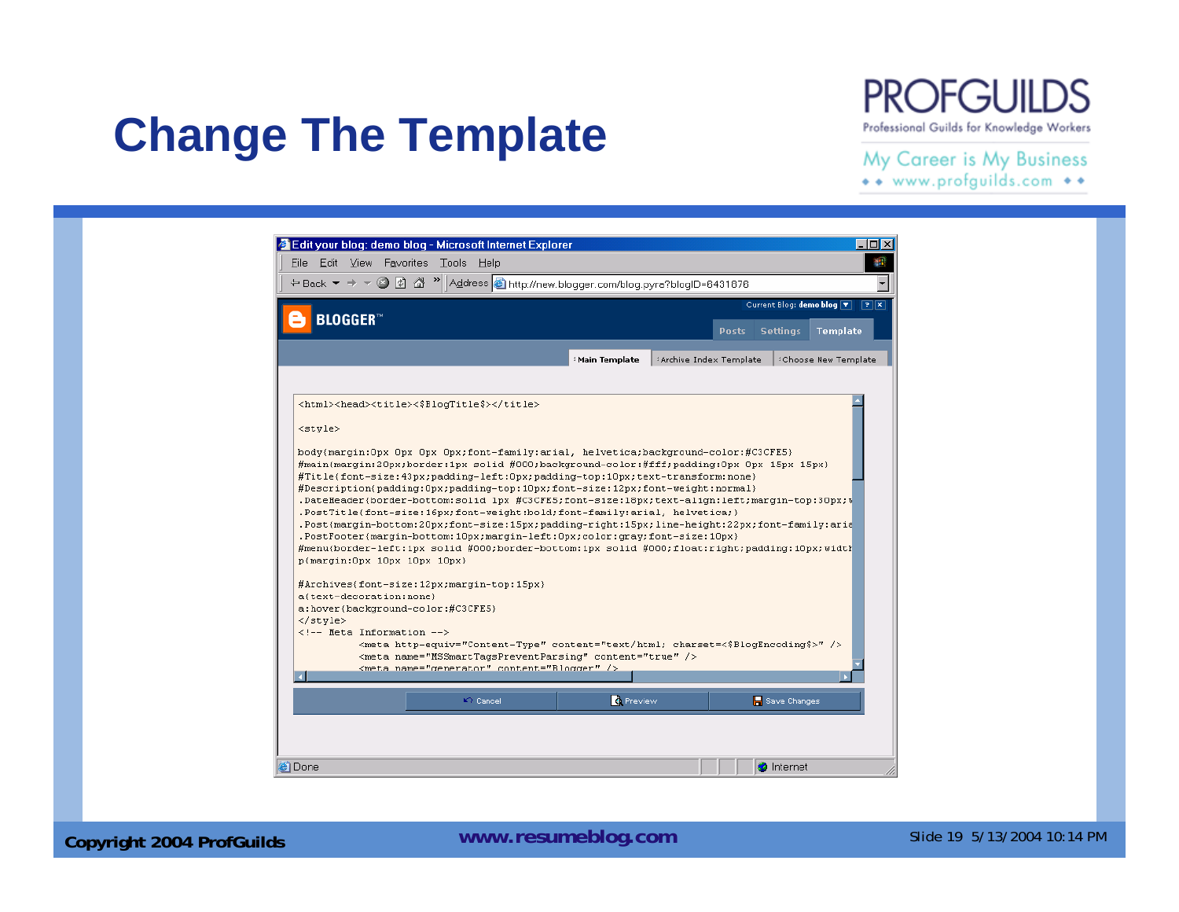# Change The Template

PROFGUILDS
Professional Guilds for Knowledge Workers
My Career is My Business
www.profguilds.com

Edit your blog: demo blog - Microsoft Internet Explorer

File Edit View Favorites Tools Help

Address http://new.blogger.com/blog.pyre?blogID=6431878

BLOGGER

Current Blog: demo blog

Posts | Settings | Template

Main Template | Archive Index Template | Choose New Template

```
<html><head><title><$BlogTitle$></title>

<style>

body{margin:0px 0px 0px 0px;font-family:arial, helvetica;background-color:#C3CFE5}
#main{margin:20px;border:1px solid #000;background-color:#fff;padding:0px 0px 15px 15px}
#Title{font-size:43px;padding-left:0px;padding-top:10px;text-transform:none}
#Description{padding:0px;padding-top:10px;font-size:12px;font-weight:normal}
.DateHeader{border-bottom:solid 1px #C3CFE5;font-size:18px;text-align:left;margin-top:30px;w
.PostTitle{font-size:16px;font-weight:bold;font-family:arial, helvetica;}
.Post{margin-bottom:20px;font-size:15px;padding-right:15px;line-height:22px;font-family:aria
.PostFooter{margin-bottom:10px;margin-left:0px;color:gray;font-size:10px}
#menu{border-left:1px solid #000;border-bottom:1px solid #000;float:right;padding:10px;width
p{margin:0px 10px 10px 10px}

#Archives{font-size:12px;margin-top:15px}
a{text-decoration:none}
a:hover{background-color:#C3CFE5}
</style>
<!-- Meta Information -->
        <meta http-equiv="Content-Type" content="text/html; charset=<$BlogEncoding$>" />
        <meta name="MSSmartTagsPreventParsing" content="true" />
        <meta name="generator" content="Blogger" />
```

Cancel | Preview | Save Changes

Done | Internet

Copyright 2004 ProfGuilds

www.resumeblog.com

Slide 19 5/13/2004 10:14 PM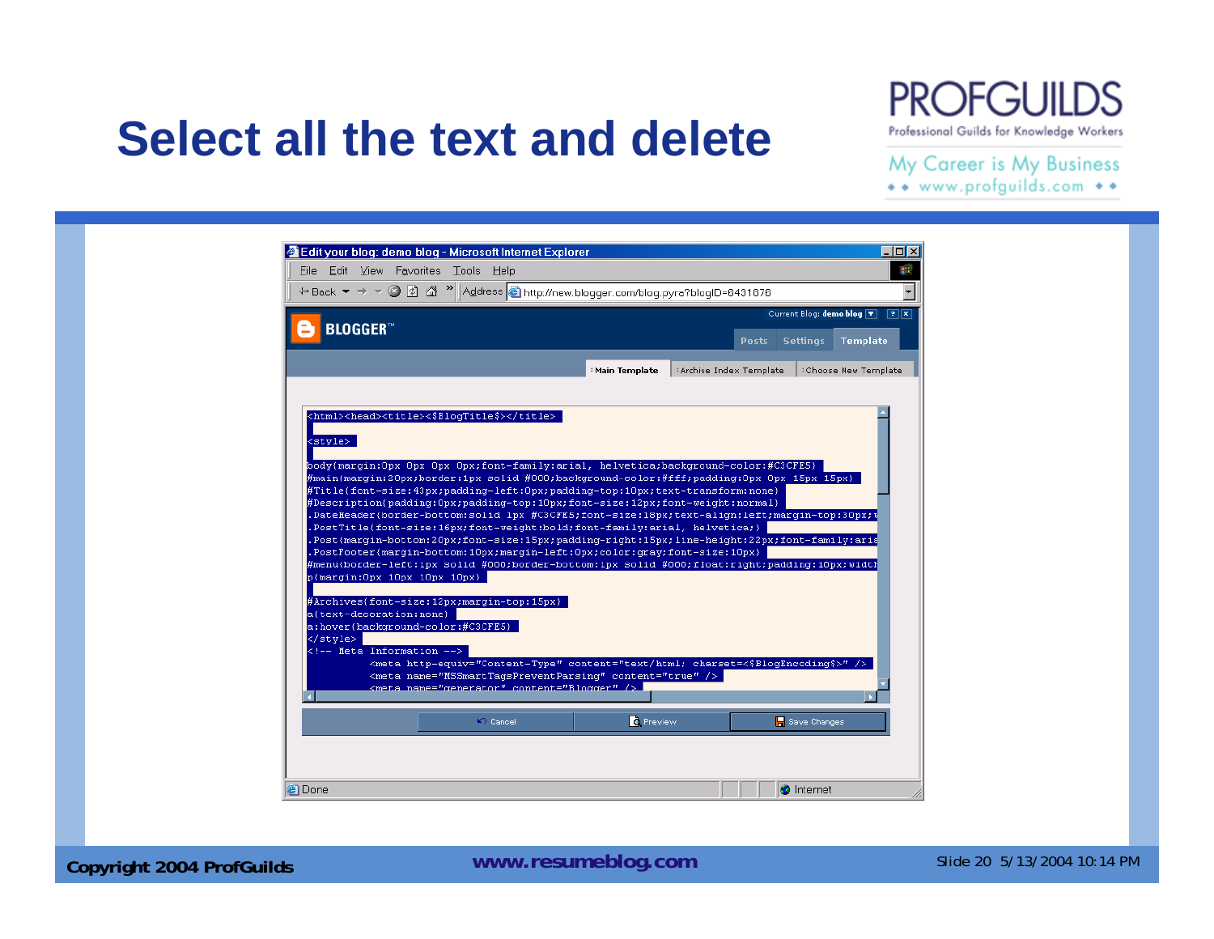# Select all the text and delete

Edit your blog: demo blog - Microsoft Internet Explorer

File Edit View Favorites Tools Help

Address http://new.blogger.com/blog.pyre?blogID=6431878

BLOGGER™

Current Blog: demo blog

Posts | Settings | Template

Main Template | Archive Index Template | Choose New Template

```
<html><head><title><$BlogTitle$></title>

<style>

body{margin:0px 0px 0px 0px;font-family:arial, helvetica;background-color:#C3CFE5}
#main{margin:20px;border:1px solid #000;background-color:#fff;padding:0px 0px 15px 15px}
#Title{font-size:43px;padding-left:0px;padding-top:10px;text-transform:none}
#Description{padding:0px;padding-top:10px;font-size:12px;font-weight:normal}
.DateHeader{border-bottom:solid 1px #C3CFE5;font-size:18px;text-align:left;margin-top:30px;w
.PostTitle{font-size:16px;font-weight:bold;font-family:arial, helvetica;}
.Post{margin-bottom:20px;font-size:15px;padding-right:15px;line-height:22px;font-family:aria
.PostFooter{margin-bottom:10px;margin-left:0px;color:gray;font-size:10px}
#menu{border-left:1px solid #000;border-bottom:1px solid #000;float:right;padding:10px;widtl
p{margin:0px 10px 10px 10px}

#Archives{font-size:12px;margin-top:15px}
a{text-decoration:none}
a:hover{background-color:#C3CFE5}
</style>
<!-- Meta Information -->
          <meta http-equiv="Content-Type" content="text/html; charset=<$BlogEncoding$>" />
          <meta name="MSSmartTagsPreventParsing" content="true" />
          <meta name="generator" content="Blogger" />
```

Cancel | Preview | Save Changes

Done | Internet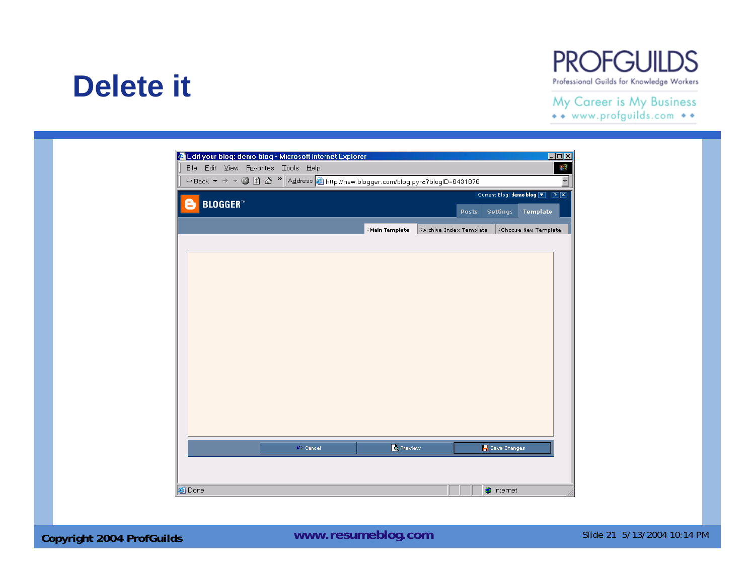# Delete it

Edit your blog: demo blog - Microsoft Internet Explorer

File Edit View Favorites Tools Help

Back Address http://new.blogger.com/blog.pyra?blogID=6431678

BLOGGER™

Current Blog: demo blog

Posts Settings Template

Main Template | Archive Index Template | Choose New Template

Cancel | Preview | Save Changes

Done Internet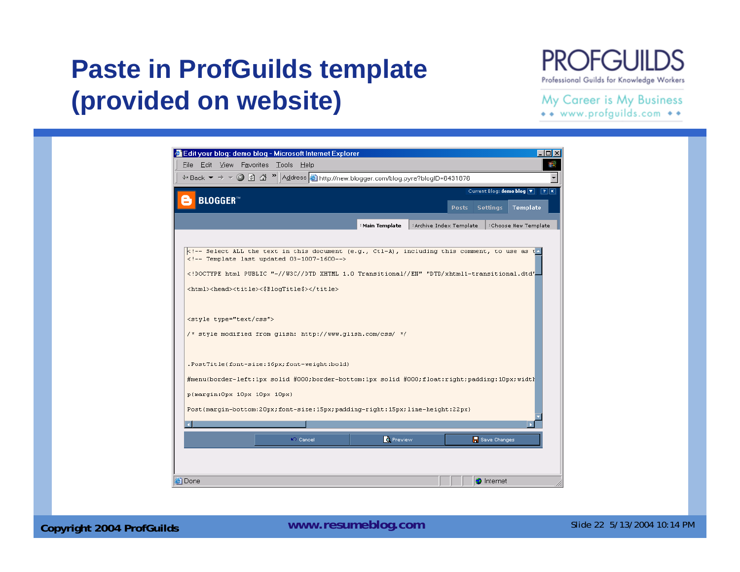# Paste in ProfGuilds template (provided on website)

PROFGUILDS
Professional Guilds for Knowledge Workers
My Career is My Business
www.profguilds.com

Edit your blog: demo blog - Microsoft Internet Explorer

File Edit View Favorites Tools Help

Address http://new.blogger.com/blog.pyra?blogID=6431878

BLOGGER

Current Blog: demo blog

Posts | Settings | Template

Main Template | Archive Index Template | Choose New Template

```
<!-- Select ALL the text in this document (e.g., Ctl-A), including this comment, to use as t
<!-- Template last updated 03-1007-1600-->

<!DOCTYPE html PUBLIC "-//W3C//DTD XHTML 1.0 Transitional//EN" "DTD/xhtml1-transitional.dtd"

<html><head><title><$BlogTitle$></title>



<style type="text/css">

/* style modified from glish: http://www.glish.com/css/ */



.PostTitle{font-size:16px;font-weight:bold}

#menu{border-left:1px solid #000;border-bottom:1px solid #000;float:right;padding:10px;widtl

p{margin:0px 10px 10px}

Post{margin-bottom:20px;font-size:15px;padding-right:15px;line-height:22px}
```

Cancel | Preview | Save Changes

Done | Internet

Copyright 2004 ProfGuilds | www.resumeblog.com | Slide 22 5/13/2004 10:14 PM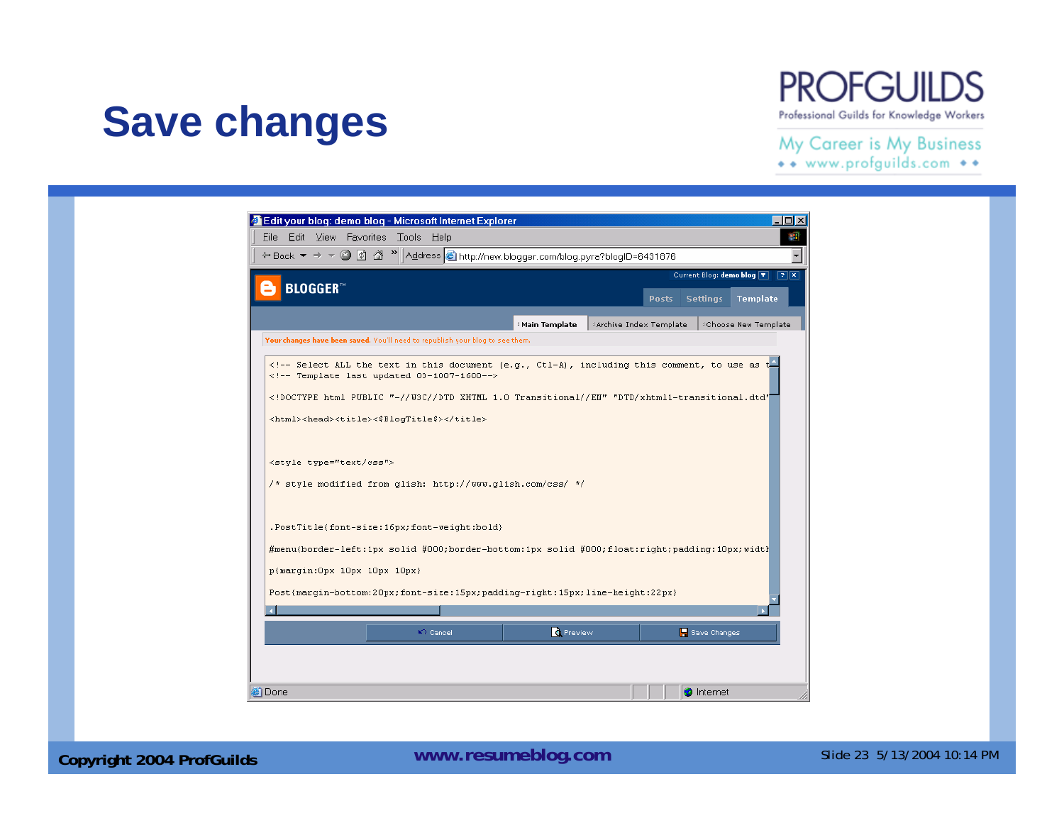# Save changes

PROFGUILDS
Professional Guilds for Knowledge Workers
My Career is My Business
www.profguilds.com

Edit your blog: demo blog - Microsoft Internet Explorer

File Edit View Favorites Tools Help

Address http://new.blogger.com/blog.pyra?blogID=6431878

BLOGGER™

Current Blog: demo blog

Posts | Settings | Template

Main Template | Archive Index Template | Choose New Template

**Your changes have been saved.** You'll need to republish your blog to see them.

```
<!-- Select ALL the text in this document (e.g., Ctl-A), including this comment, to use as t
<!-- Template last updated 03-1007-1600-->

<!DOCTYPE html PUBLIC "-//W3C//DTD XHTML 1.0 Transitional//EN" "DTD/xhtml1-transitional.dtd"

<html><head><title><$BlogTitle$></title>



<style type="text/css">

/* style modified from glish: http://www.glish.com/css/ */



.PostTitle{font-size:16px;font-weight:bold}

#menu{border-left:1px solid #000;border-bottom:1px solid #000;float:right;padding:10px;widtl

p{margin:0px 10px 10px 10px}

Post{margin-bottom:20px;font-size:15px;padding-right:15px;line-height:22px}
```

Cancel | Preview | Save Changes

Done | Internet

Copyright 2004 ProfGuilds | www.resumeblog.com | Slide 23 5/13/2004 10:14 PM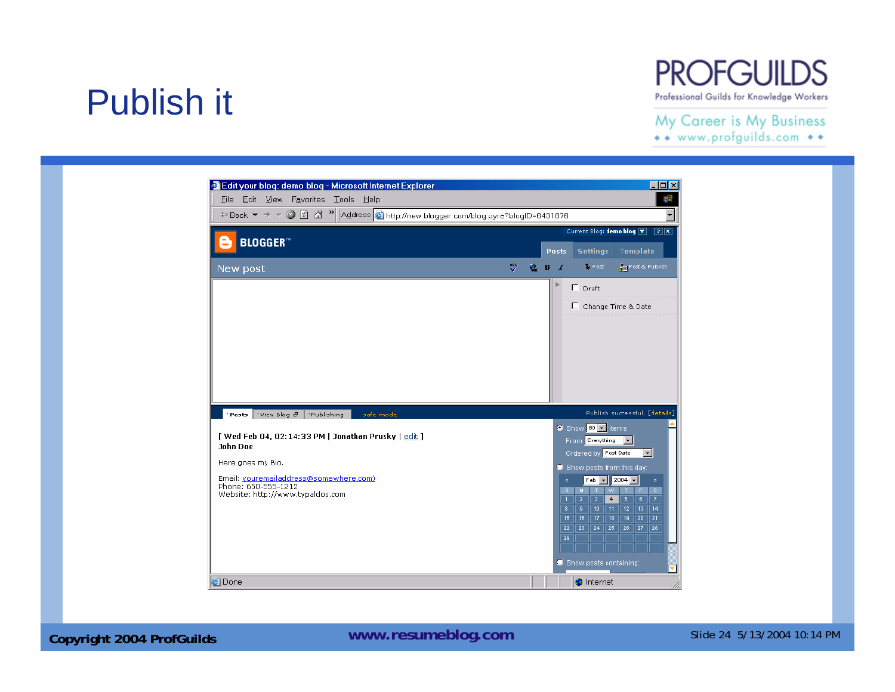# Publish it

[ Wed Feb 04, 02:14:33 PM | Jonathan Prusky | edit ]

John Doe

Here goes my Bio.

Email: youremailaddress@somewhere.com)
Phone: 650-555-1212
Website: http://www.typaldos.com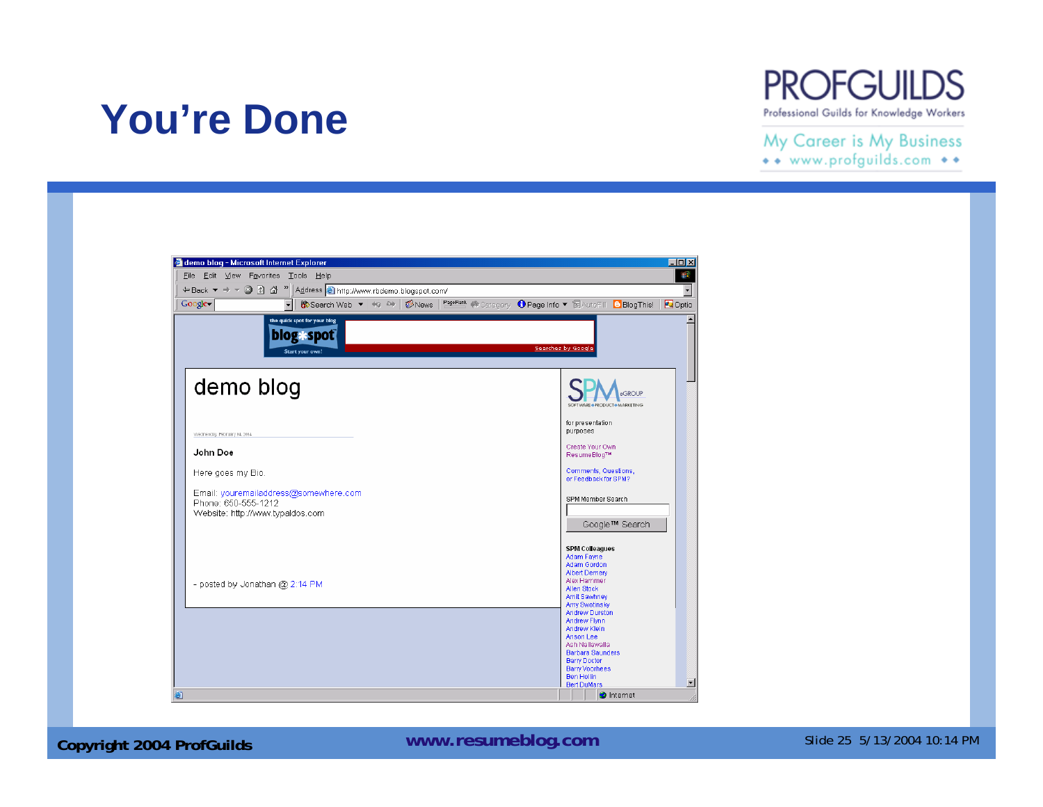# You're Done

PROFGUILDS
Professional Guilds for Knowledge Workers
My Career is My Business
www.profguilds.com

demo blog - Microsoft Internet Explorer

File Edit View Favorites Tools Help

Address http://www.rbdemo.blogspot.com/

the quick spot for your blog
blog*spot
Start your own!

Searches by Google

## demo blog

Wednesday, February 18, 2004

**John Doe**

Here goes my Bio.

Email: youremailaddress@somewhere.com
Phone: 650-555-1212
Website: http://www.typaldos.com

- posted by Jonathan @ 2:14 PM

SPM eGROUP
SOFTWARE PRODUCT MARKETING

for presentation purposes

Create Your Own ResumeBlog™

Comments, Questions, or Feedback for SPM?

SPM Member Search

Google™ Search

**SPM Colleagues**

- Adam Fayne
- Adam Gordon
- Albert Demery
- Alex Hammer
- Allen Stock
- Amit Sawhney
- Amy Swotinsky
- Andrew Durston
- Andrew Flynn
- Andrew Klein
- Anson Lee
- Ash Nallawalla
- Barbara Saunders
- Barry Doctor
- Barry Voorhees
- Ben Hollin
- Bert DuMars

Copyright 2004 ProfGuilds

www.resumeblog.com

Slide 25 5/13/2004 10:14 PM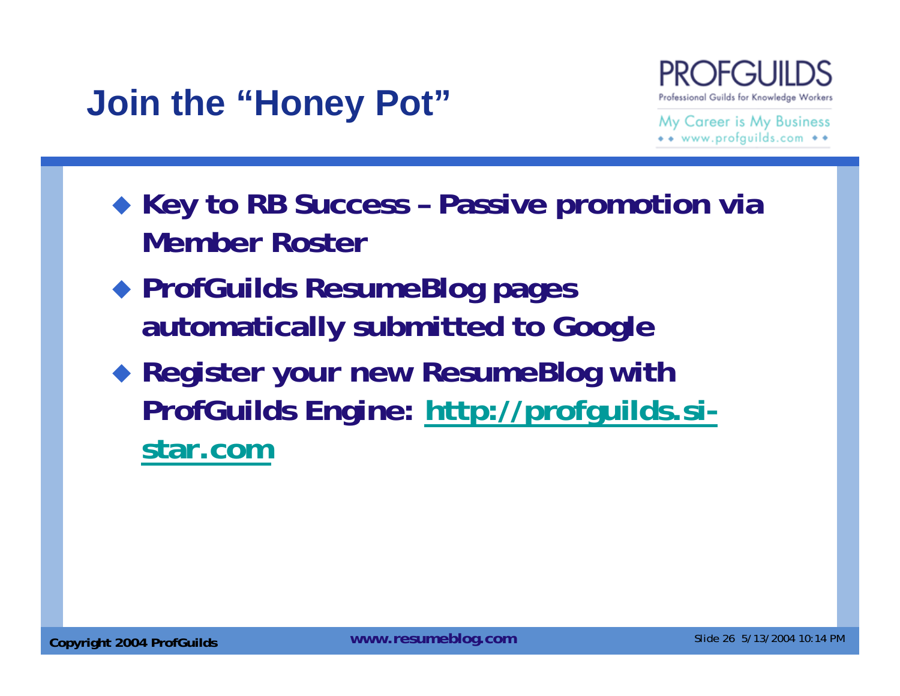# Join the "Honey Pot"

- **Key to RB Success – Passive promotion via Member Roster**
- **ProfGuilds ResumeBlog pages automatically submitted to Google**
- **Register your new ResumeBlog with ProfGuilds Engine: [http://profguilds.si-star.com](http://profguilds.si-star.com)**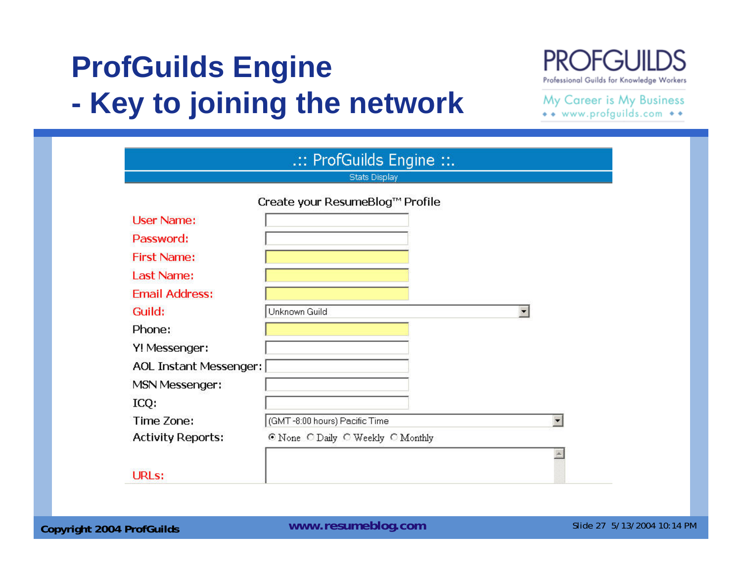# ProfGuilds Engine
# - Key to joining the network

PROFGUILDS
Professional Guilds for Knowledge Workers

My Career is My Business
◆◆ www.profguilds.com ◆◆

.:: ProfGuilds Engine ::.

Stats Display

Create your ResumeBlog™ Profile

| | |
|---|---|
| User Name: | |
| Password: | |
| First Name: | |
| Last Name: | |
| Email Address: | |
| Guild: | Unknown Guild |
| Phone: | |
| Y! Messenger: | |
| AOL Instant Messenger: | |
| MSN Messenger: | |
| ICQ: | |
| Time Zone: | (GMT -8:00 hours) Pacific Time |
| Activity Reports: | ◉ None ○ Daily ○ Weekly ○ Monthly |
| URLs: | |

Copyright 2004 ProfGuilds

www.resumeblog.com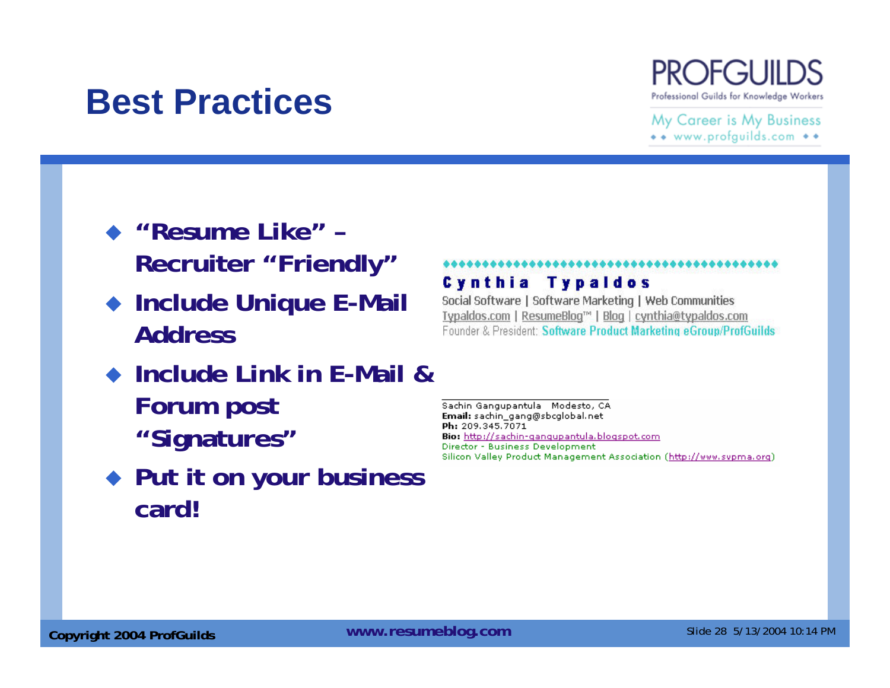# Best Practices

PROFGUILDS
Professional Guilds for Knowledge Workers
My Career is My Business
◆◆ www.profguilds.com ◆◆

- **"Resume Like" – Recruiter "Friendly"**
- **Include Unique E-Mail Address**
- **Include Link in E-Mail & Forum post "Signatures"**
- **Put it on your business card!**

◆◆◆◆◆◆◆◆◆◆◆◆◆◆◆◆◆◆◆◆◆◆◆◆◆◆◆◆◆◆◆◆◆◆◆◆◆◆◆◆◆◆◆◆◆◆

**Cynthia Typaldos**
Social Software | Software Marketing | Web Communities
Typaldos.com | ResumeBlog™ | Blog | cynthia@typaldos.com
Founder & President: Software Product Marketing eGroup/ProfGuilds

Sachin Gangupantula Modesto, CA
**Email:** sachin_gang@sbcglobal.net
**Ph:** 209.345.7071
**Bio:** http://sachin-gangupantula.blogspot.com
Director - Business Development
Silicon Valley Product Management Association (http://www.svpma.org)

Copyright 2004 ProfGuilds www.resumeblog.com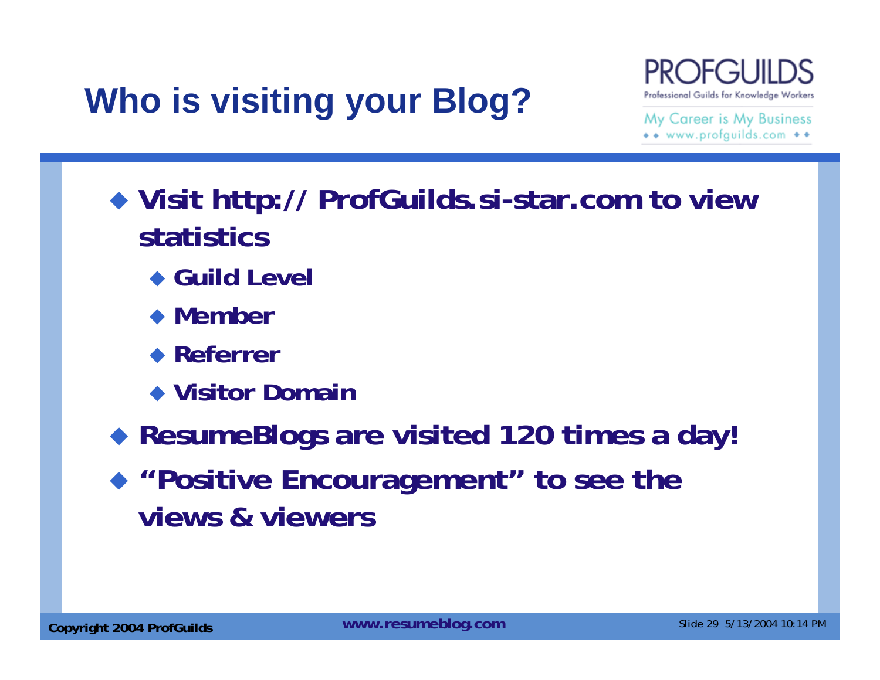# Who is visiting your Blog?

PROFGUILDS
Professional Guilds for Knowledge Workers
My Career is My Business
www.profguilds.com

- **Visit http:// ProfGuilds.si-star.com to view statistics**
  - **Guild Level**
  - **Member**
  - **Referrer**
  - **Visitor Domain**
- **ResumeBlogs are visited 120 times a day!**
- **"Positive Encouragement" to see the views & viewers**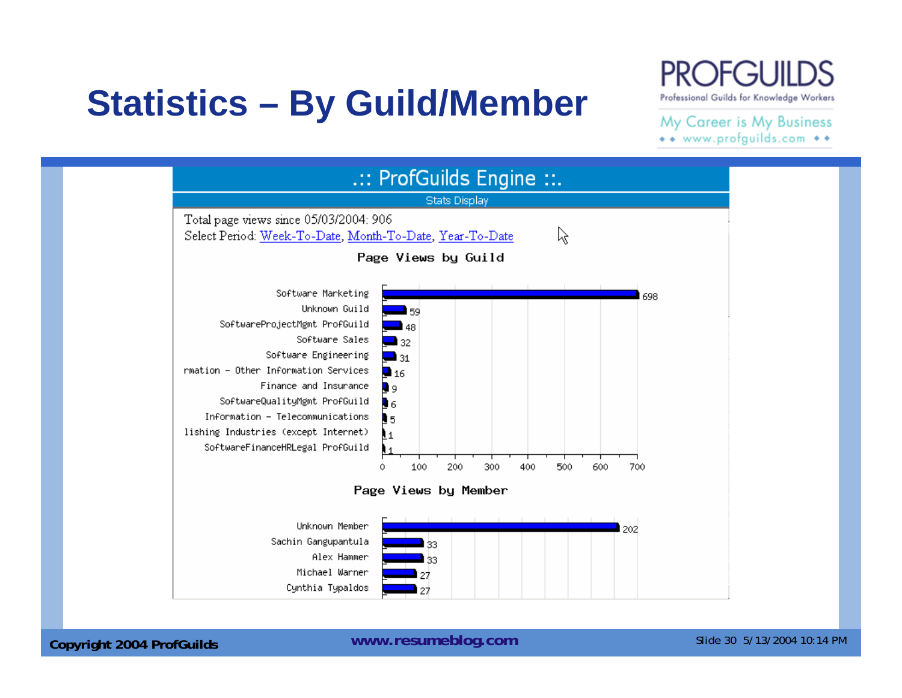# Statistics – By Guild/Member

PROFGUILDS
Professional Guilds for Knowledge Workers
My Career is My Business
www.profguilds.com

.:: ProfGuilds Engine ::.

Stats Display

Total page views since 05/03/2004: 906

Select Period: Week-To-Date, Month-To-Date, Year-To-Date

**Page Views by Guild**

| Guild | Page Views |
|---|---|
| Software Marketing | 698 |
| Unknown Guild | 59 |
| SoftwareProjectMgmt ProfGuild | 48 |
| Software Sales | 32 |
| Software Engineering | 31 |
| rmation - Other Information Services | 16 |
| Finance and Insurance | 9 |
| SoftwareQualityMgmt ProfGuild | 6 |
| Information - Telecommunications | 5 |
| lishing Industries (except Internet) | 1 |
| SoftwareFinanceHRLegal ProfGuild | 1 |

**Page Views by Member**

| Member | Page Views |
|---|---|
| Unknown Member | 202 |
| Sachin Gangupantula | 33 |
| Alex Hammer | 33 |
| Michael Warner | 27 |
| Cynthia Typaldos | 27 |

Copyright 2004 ProfGuilds

www.resumeblog.com

Slide 30 5/13/2004 10:14 PM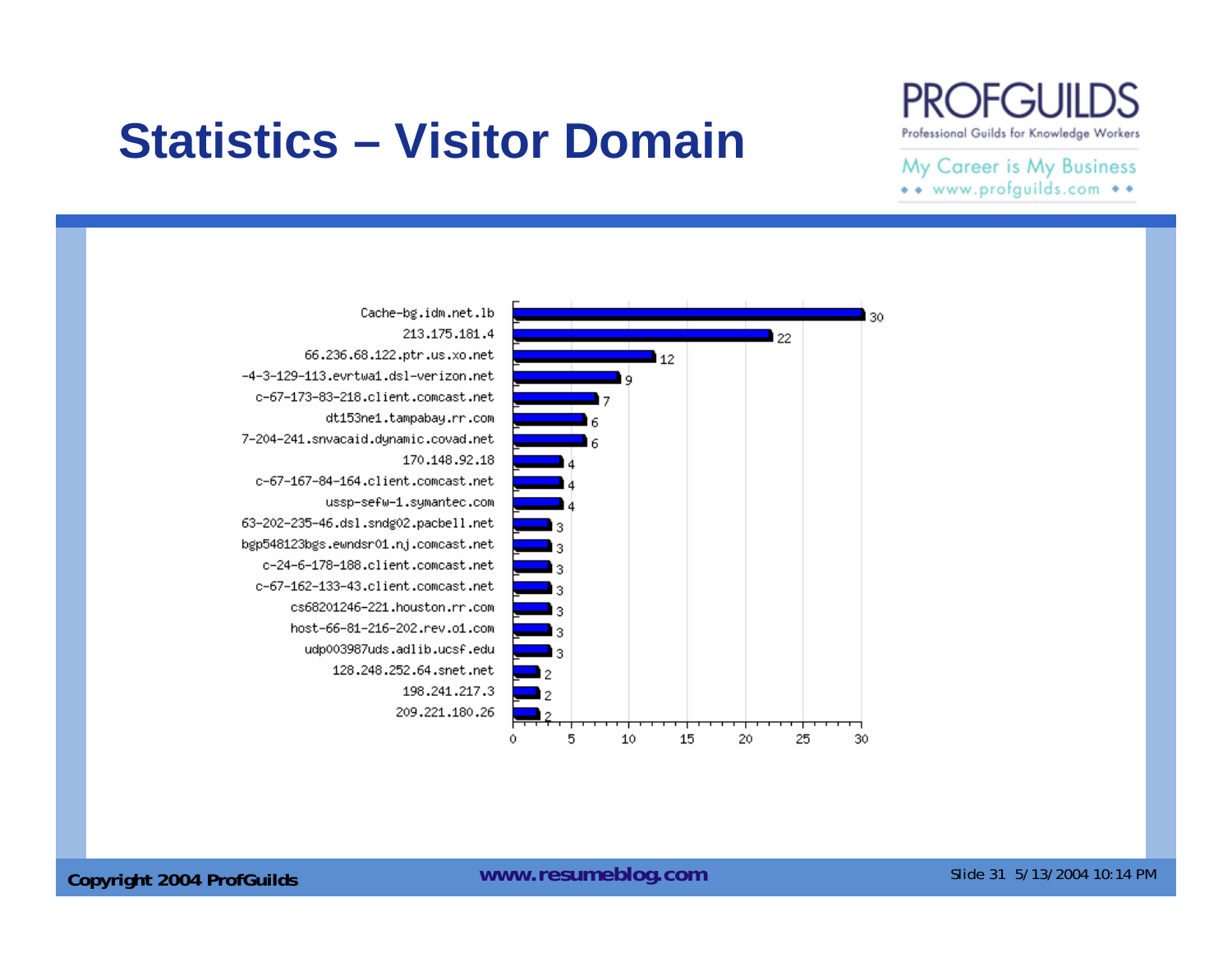# Statistics – Visitor Domain

| Visitor Domain | Count |
|---|---|
| Cache-bg.idm.net.lb | 30 |
| 213.175.181.4 | 22 |
| 66.236.68.122.ptr.us.xo.net | 12 |
| -4-3-129-113.evrtwa1.dsl-verizon.net | 9 |
| c-67-173-83-218.client.comcast.net | 7 |
| dt153ne1.tampabay.rr.com | 6 |
| 7-204-241.snvacaid.dynamic.covad.net | 6 |
| 170.148.92.18 | 4 |
| c-67-167-84-164.client.comcast.net | 4 |
| ussp-sefw-1.symantec.com | 4 |
| 63-202-235-46.dsl.sndg02.pacbell.net | 3 |
| bgp548123bgs.ewndsr01.nj.comcast.net | 3 |
| c-24-6-178-188.client.comcast.net | 3 |
| c-67-162-133-43.client.comcast.net | 3 |
| cs68201246-221.houston.rr.com | 3 |
| host-66-81-216-202.rev.o1.com | 3 |
| udp003987uds.adlib.ucsf.edu | 3 |
| 128.248.252.64.snet.net | 2 |
| 198.241.217.3 | 2 |
| 209.221.180.26 | 2 |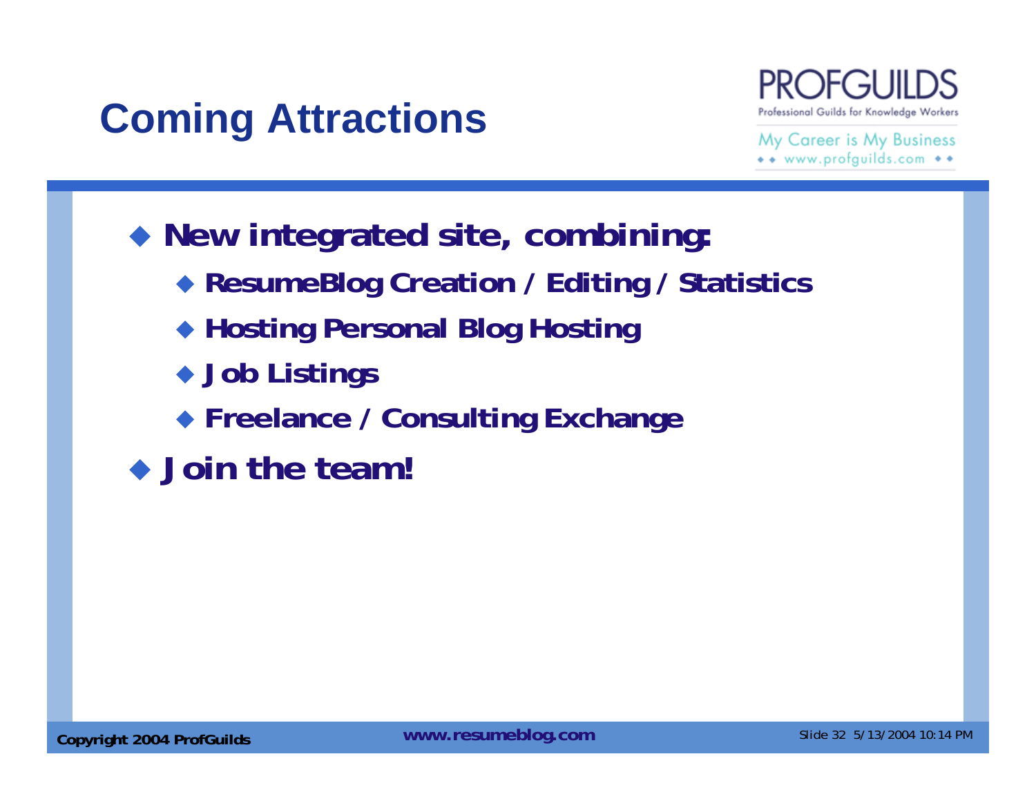# Coming Attractions

- New integrated site, combining:
  - ResumeBlog Creation / Editing / Statistics
  - Hosting Personal Blog Hosting
  - Job Listings
  - Freelance / Consulting Exchange
- Join the team!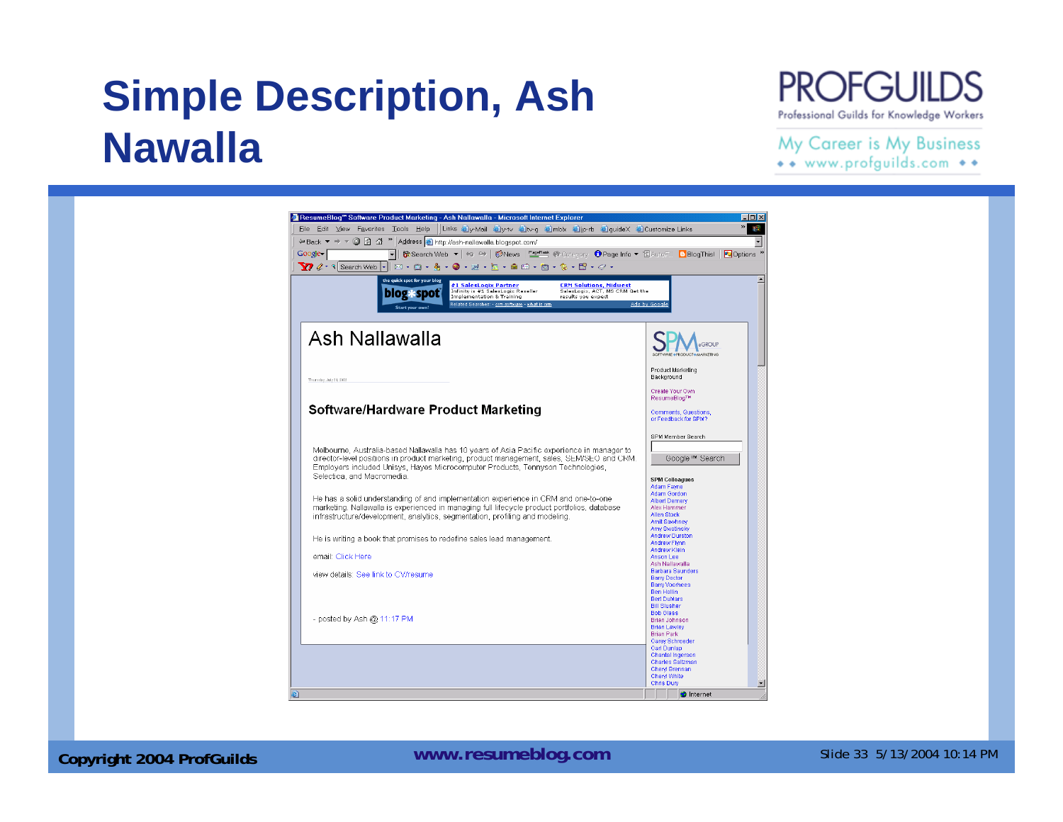# Simple Description, Ash Nawalla

PROFGUILDS
Professional Guilds for Knowledge Workers

My Career is My Business
www.profguilds.com

ResumeBlog™ Software Product Marketing - Ash Nallawalla - Microsoft Internet Explorer

http://ash-nallawalla.blogspot.com/

## Ash Nallawalla

Thursday, July 01, 2004

### Software/Hardware Product Marketing

Melbourne, Australia-based Nallawalla has 10 years of Asia Pacific experience in manager to director-level positions in product marketing, product management, sales, SEM/SEO and CRM. Employers included Unisys, Hayes Microcomputer Products, Tennyson Technologies, Selectica, and Macromedia.

He has a solid understanding of and implementation experience in CRM and one-to-one marketing. Nallawalla is experienced in managing full lifecycle product portfolios, database infrastructure/development, analytics, segmentation, profiling and modeling.

He is writing a book that promises to redefine sales lead management.

email: Click Here

view details: See link to CV/resume

- posted by Ash @ 11:17 PM

SPM eGROUP — SOFTWARE PRODUCT MARKETING

Product Marketing Background

Create Your Own ResumeBlog™

Comments, Questions, or Feedback for SPM?

SPM Member Search

Google™ Search

**SPM Colleagues**

- Adam Fayne
- Adam Gordon
- Albert Demery
- Alex Hammer
- Allen Stock
- Amit Sawhney
- Amy Swotinsky
- Andrew Durston
- Andrew Flynn
- Andrew Klein
- Anson Lee
- Ash Nallawalla
- Barbara Saunders
- Barry Doctor
- Barry Voorhees
- Ben Hollin
- Bert DuMars
- Bill Slusher
- Bob Glass
- Brian Johnson
- Brian Lawley
- Brian Park
- Carey Schroeder
- Carl Dunlap
- Chantal Ingerson
- Charles Saltzman
- Cheryl Brennan
- Cheryl White
- Chris Duty

Copyright 2004 ProfGuilds | www.resumeblog.com | Slide 33 5/13/2004 10:14 PM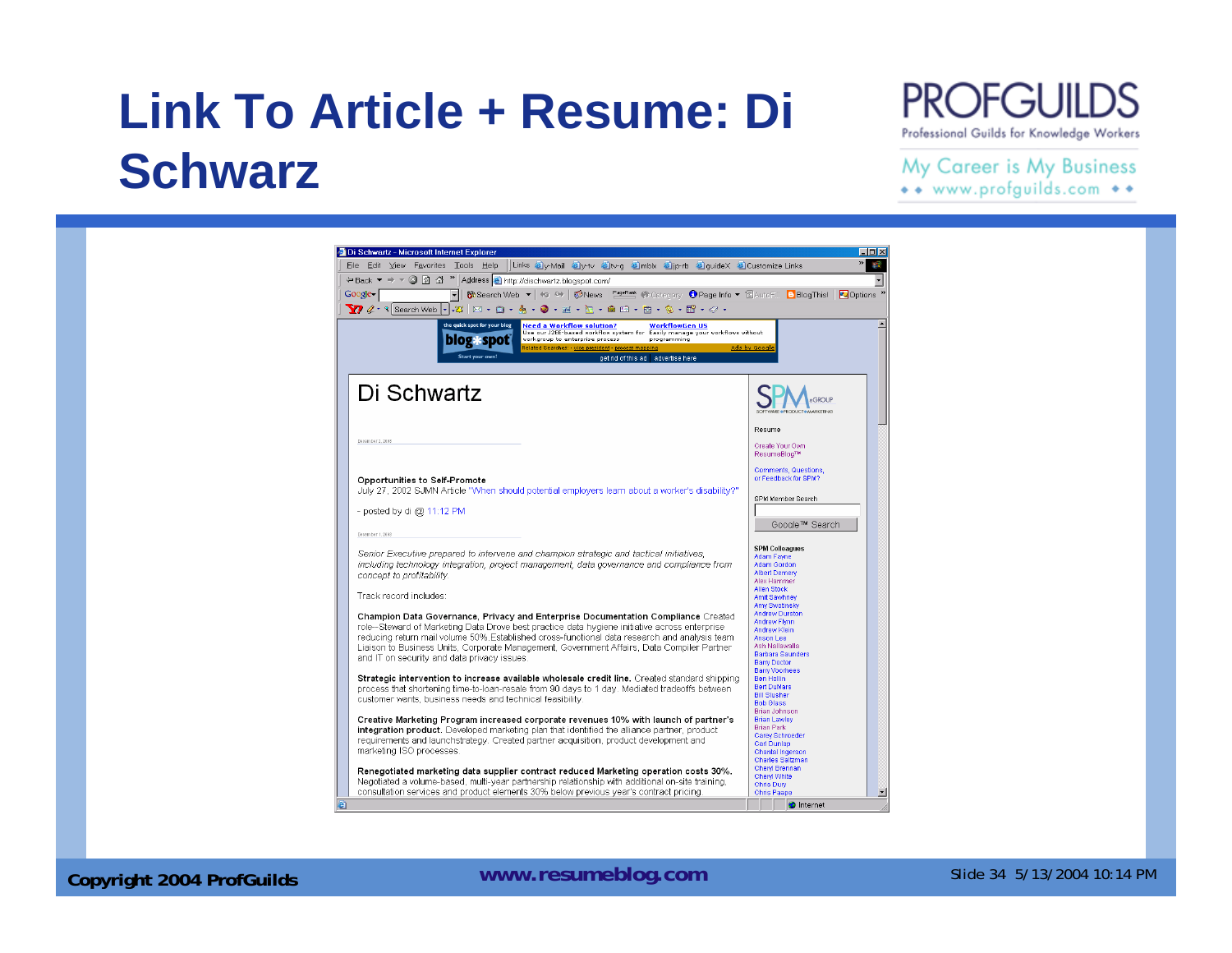# Link To Article + Resume: Di Schwarz

Di Schwartz

December 2, 2003

**Opportunities to Self-Promote**
July 27, 2002 SJMN Article "When should potential employers learn about a worker's disability?"

- posted by di @ 11:12 PM

December 1, 2003

*Senior Executive prepared to intervene and champion strategic and tactical initiatives, including technology integration, project management, data governance and compliance from concept to profitability.*

Track record includes:

**Champion Data Governance, Privacy and Enterprise Documentation Compliance** Created role--Steward of Marketing Data Drove best practice data hygiene initiative across enterprise reducing return mail volume 50%.Established cross-functional data research and analysis team Liaison to Business Units, Corporate Management, Government Affairs, Data Compiler Partner and IT on security and data privacy issues.

**Strategic intervention to increase available wholesale credit line.** Created standard shipping process that shortening time-to-loan-resale from 90 days to 1 day. Mediated tradeoffs between customer wants, business needs and technical feasibility.

**Creative Marketing Program increased corporate revenues 10% with launch of partner's integration product.** Developed marketing plan that identified the alliance partner, product requirements and launchstrategy. Created partner acquisition, product development and marketing ISO processes.

**Renegotiated marketing data supplier contract reduced Marketing operation costs 30%.** Negotiated a volume-based, multi-year partnership relationship with additional on-site training, consultation services and product elements 30% below previous year's contract pricing.

SPM eGROUP

Resume

Create Your Own ResumeBlog™

Comments, Questions, or Feedback for SPM?

SPM Member Search

Google™ Search

**SPM Colleagues**
Adam Fayne
Adam Gordon
Albert Demery
Alex Hammer
Allen Stock
Amit Sawhney
Amy Swatinsky
Andrew Durston
Andrew Flynn
Andrew Klein
Anson Lee
Ash Nallawalla
Barbara Saunders
Barry Doctor
Barry Voorhees
Ben Hollin
Bert DuMars
Bill Slusher
Bob Glass
Brian Johnson
Brian Lawley
Brian Park
Carey Schroeder
Carl Dunlap
Chantal Ingerson
Charles Saltzman
Cheryl Brennan
Cheryl White
Chris Duty
Chris Paape

Copyright 2004 ProfGuilds

www.resumeblog.com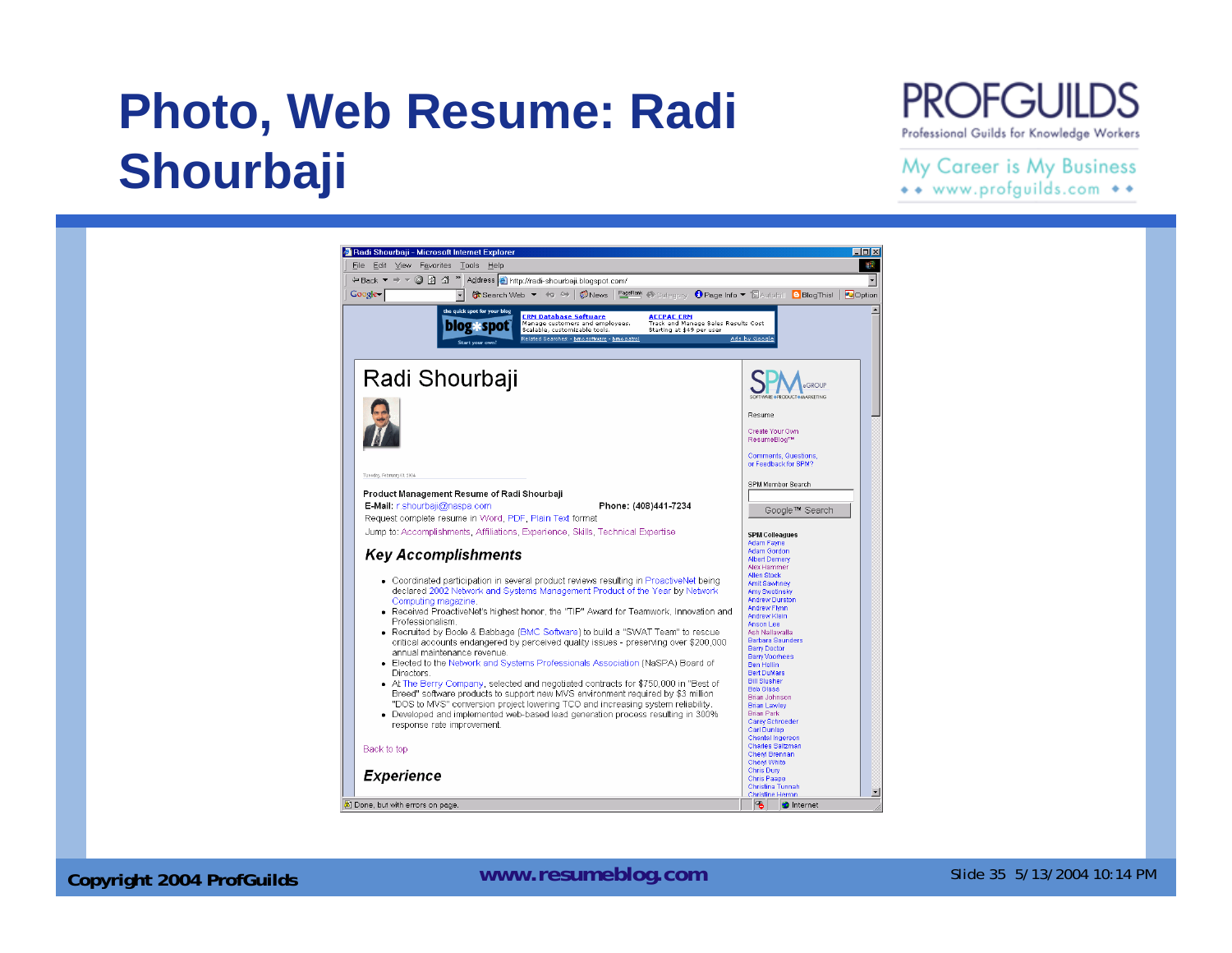# Photo, Web Resume: Radi Shourbaji

Radi Shourbaji

Product Management Resume of Radi Shourbaji

E-Mail: r.shourbaji@naspa.com Phone: (408)441-7234

Request complete resume in Word, PDF, Plain Text format

Jump to: Accomplishments, Affiliations, Experience, Skills, Technical Expertise

## Key Accomplishments

- Coordinated participation in several product reviews resulting in ProactiveNet being declared 2002 Network and Systems Management Product of the Year by Network Computing magazine.
- Received ProactiveNet's highest honor, the "TIP" Award for Teamwork, Innovation and Professionalism.
- Recruited by Boole & Babbage (BMC Software) to build a "SWAT Team" to rescue critical accounts endangered by perceived quality issues - preserving over $200,000 annual maintenance revenue.
- Elected to the Network and Systems Professionals Association (NaSPA) Board of Directors.
- At The Berry Company, selected and negotiated contracts for $750,000 in "Best of Breed" software products to support new MVS environment required by $3 million "DOS to MVS" conversion project lowering TCO and increasing system reliability.
- Developed and implemented web-based lead generation process resulting in 300% response rate improvement.

Back to top

## Experience

www.resumeblog.com

Copyright 2004 ProfGuilds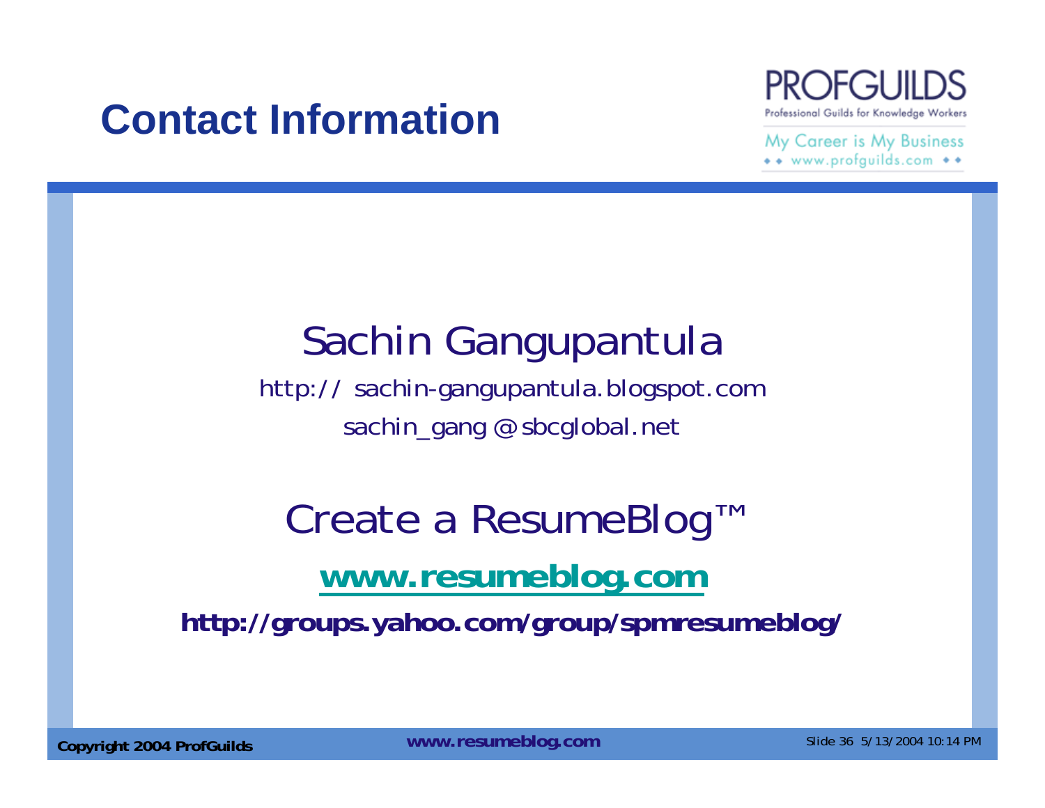# Contact Information

PROFGUILDS
Professional Guilds for Knowledge Workers

My Career is My Business
www.profguilds.com

## Sachin Gangupantula

http:// sachin-gangupantula.blogspot.com

sachin_gang @sbcglobal.net

## Create a ResumeBlog™

**www.resumeblog.com**

**http://groups.yahoo.com/group/spmresumeblog/**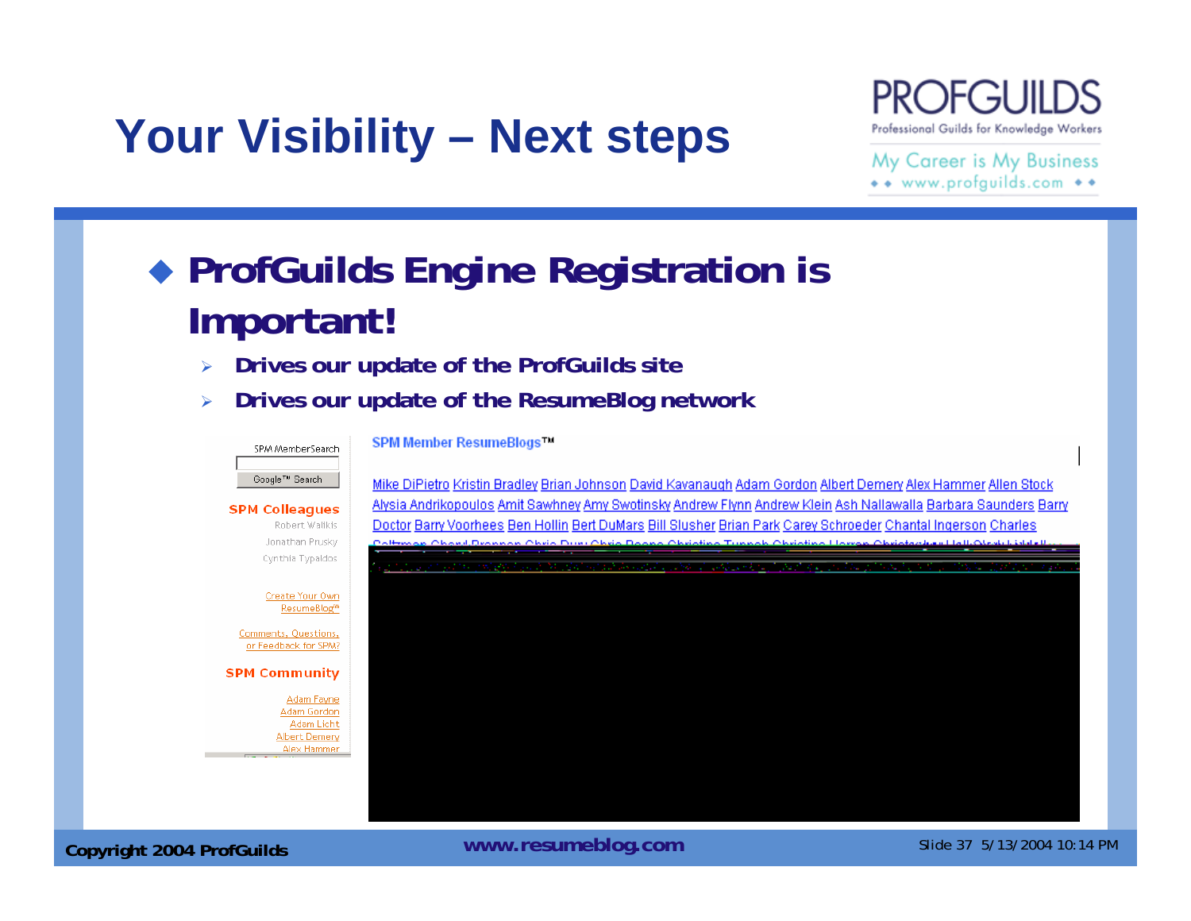# Your Visibility – Next steps

PROFGUILDS
Professional Guilds for Knowledge Workers
My Career is My Business
www.profguilds.com

## ProfGuilds Engine Registration is Important!

- **Drives our update of the ProfGuilds site**
- **Drives our update of the ResumeBlog network**

SPM MemberSearch

Google™ Search

**SPM Colleagues**

Robert Walkis
Jonathan Prusky
Cynthia Typaldos

Create Your Own ResumeBlog™

Comments, Questions, or Feedback for SPM?

**SPM Community**

Adam Fayne
Adam Gordon
Adam Licht
Albert Demery
Alex Hammer

**SPM Member ResumeBlogs™**

Mike DiPietro Kristin Bradley Brian Johnson David Kavanaugh Adam Gordon Albert Demery Alex Hammer Allen Stock Alysia Andrikopoulos Amit Sawhney Amy Swotinsky Andrew Flynn Andrew Klein Ash Nallawalla Barbara Saunders Barry Doctor Barry Voorhees Ben Hollin Bert DuMars Bill Slusher Brian Park Carey Schroeder Chantal Ingerson Charles

www.resumeblog.com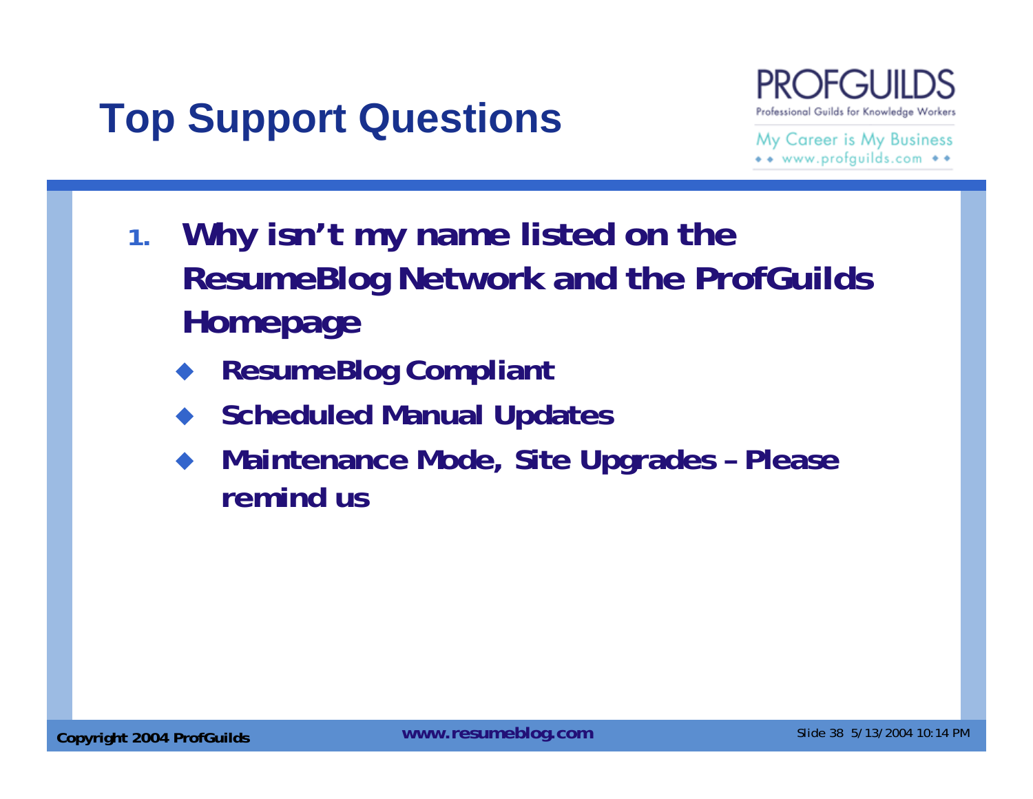# Top Support Questions

1. **Why isn't my name listed on the ResumeBlog Network and the ProfGuilds Homepage**
   - **ResumeBlog Compliant**
   - **Scheduled Manual Updates**
   - **Maintenance Mode, Site Upgrades – Please remind us**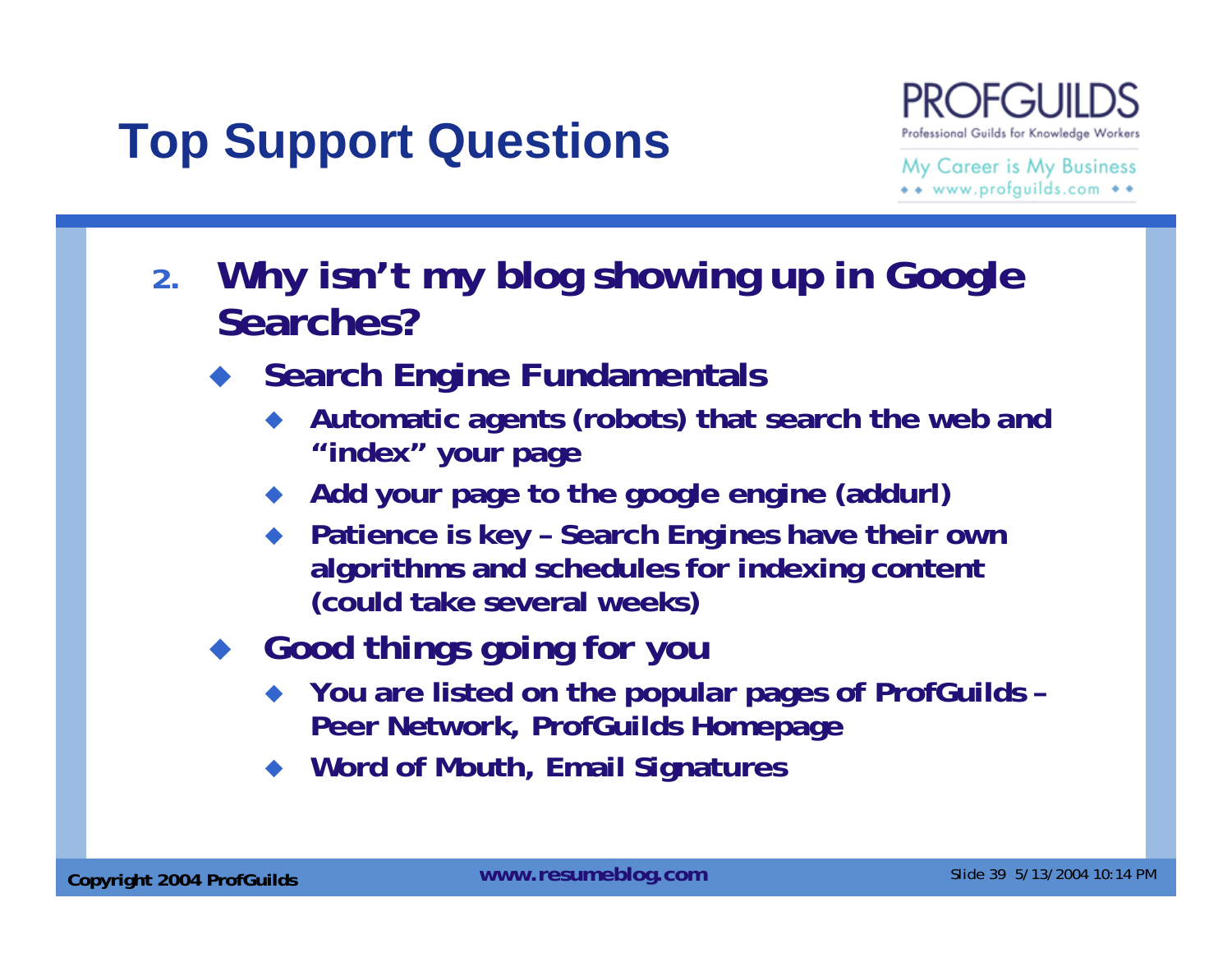# Top Support Questions

2. **Why isn't my blog showing up in Google Searches?**
   - **Search Engine Fundamentals**
     - Automatic agents (robots) that search the web and "index" your page
     - Add your page to the google engine (addurl)
     - Patience is key – Search Engines have their own algorithms and schedules for indexing content (could take several weeks)
   - **Good things going for you**
     - You are listed on the popular pages of ProfGuilds – Peer Network, ProfGuilds Homepage
     - Word of Mouth, Email Signatures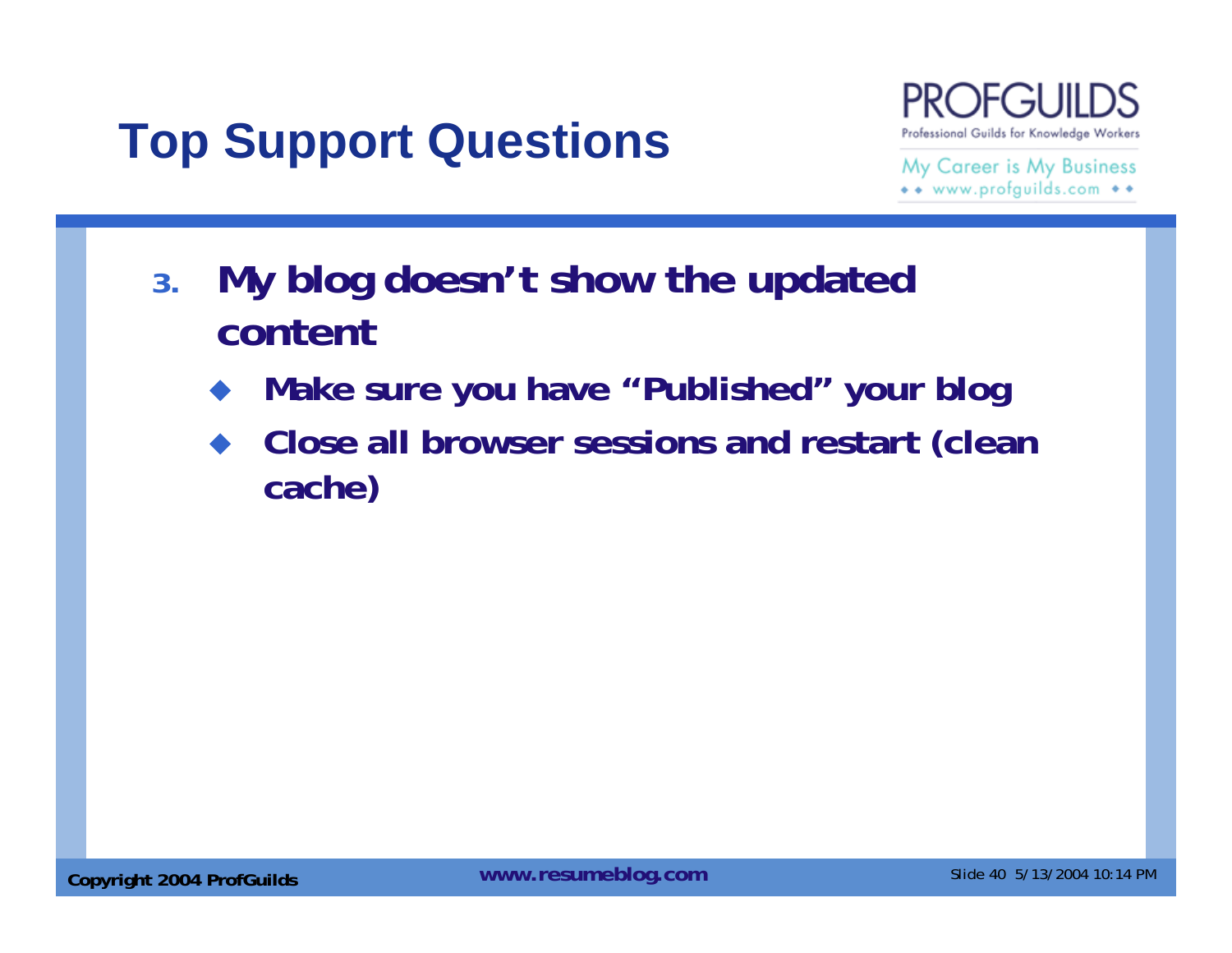# Top Support Questions

3. **My blog doesn't show the updated content**
   - **Make sure you have "Published" your blog**
   - **Close all browser sessions and restart (clean cache)**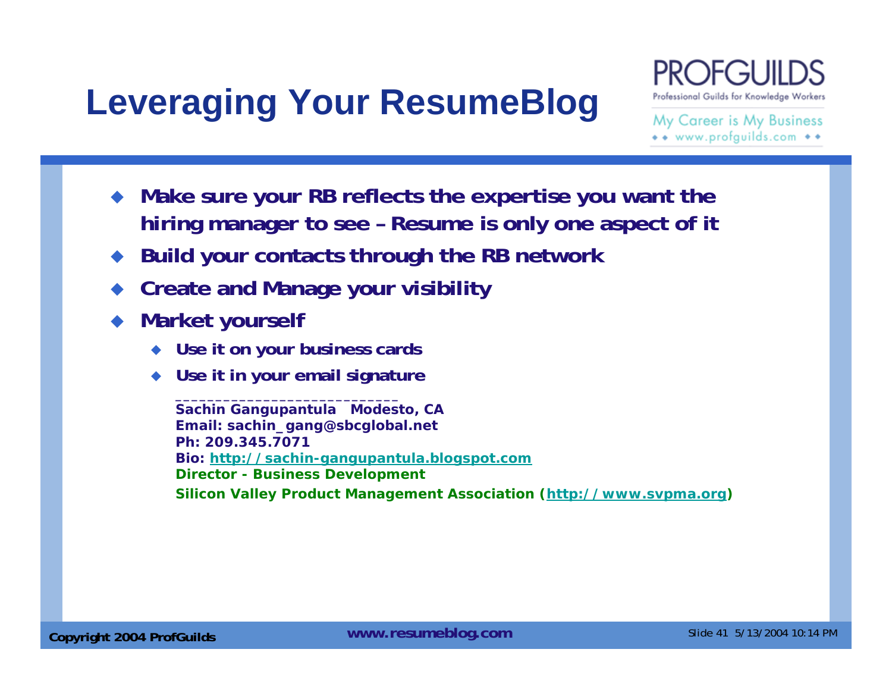# Leveraging Your ResumeBlog

PROFGUILDS
Professional Guilds for Knowledge Workers
My Career is My Business
www.profguilds.com

- **Make sure your RB reflects the expertise you want the hiring manager to see – Resume is only one aspect of it**
- **Build your contacts through the RB network**
- **Create and Manage your visibility**
- **Market yourself**
  - **Use it on your business cards**
  - **Use it in your email signature**

**___________________________**
**Sachin Gangupantula   Modesto, CA**
**Email: sachin_gang@sbcglobal.net**
**Ph: 209.345.7071**
**Bio: http://sachin-gangupantula.blogspot.com**
**Director - Business Development**
**Silicon Valley Product Management Association (http://www.svpma.org)**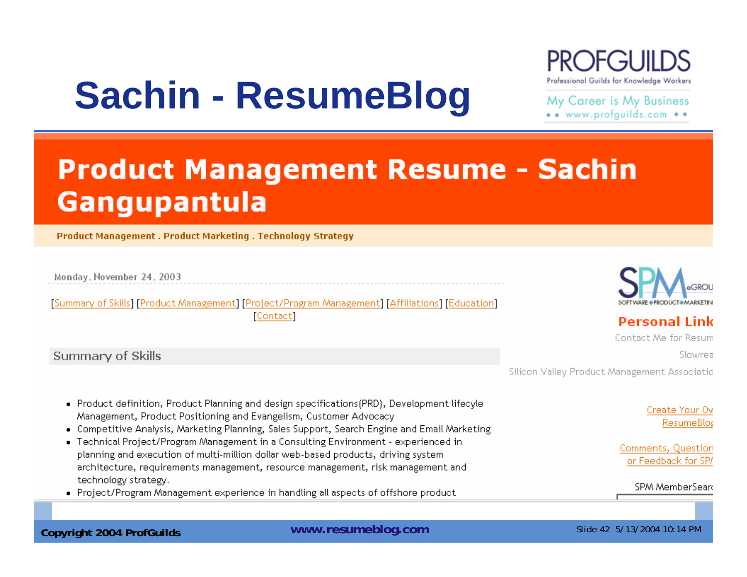# Sachin - ResumeBlog

PROFGUILDS
Professional Guilds for Knowledge Workers
My Career is My Business
www.profguilds.com

## Product Management Resume - Sachin Gangupantula

**Product Management . Product Marketing . Technology Strategy**

Monday, November 24, 2003

[Summary of Skills] [Product Management] [Project/Program Management] [Affiliations] [Education] [Contact]

### Summary of Skills

- Product definition, Product Planning and design specifications(PRD), Development lifecyle Management, Product Positioning and Evangelism, Customer Advocacy
- Competitive Analysis, Marketing Planning, Sales Support, Search Engine and Email Marketing
- Technical Project/Program Management in a Consulting Environment - experienced in planning and execution of multi-million dollar web-based products, driving system architecture, requirements management, resource management, risk management and technology strategy.
- Project/Program Management experience in handling all aspects of offshore product

SPM eGROU
SOFTWARE PRODUCT MARKETIN

**Personal Link**

Contact Me for Resum

Slowrea

Silicon Valley Product Management Associatio

Create Your Ow ResumeBlog

Comments, Question or Feedback for SP

SPM MemberSearc

Copyright 2004 ProfGuilds

www.resumeblog.com